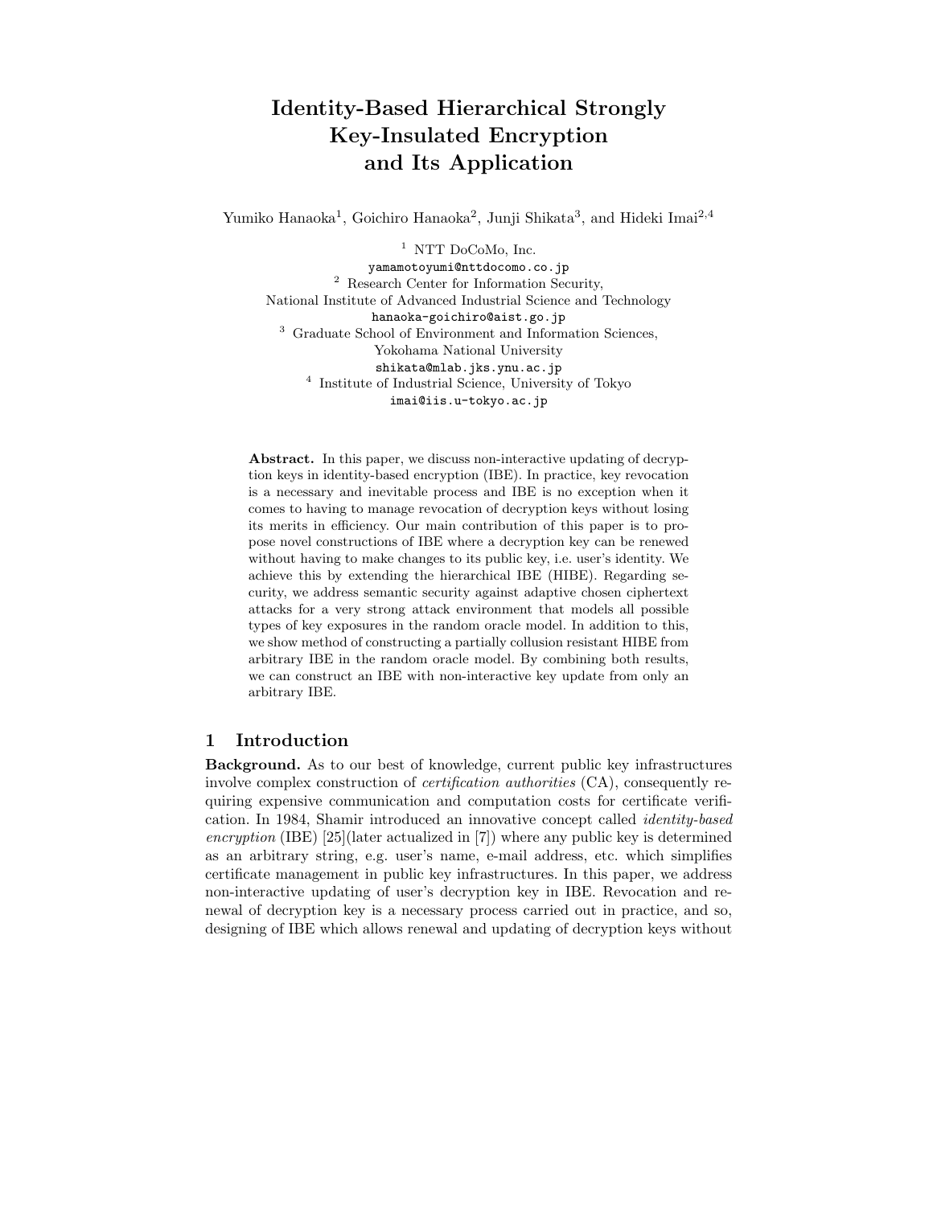# Identity-Based Hierarchical Strongly Key-Insulated Encryption and Its Application

Yumiko Hanaoka[1], Goichiro Hanaoka[2], Junji Shikata[3], and Hideki Imai[2,4]

[1] NTT DoCoMo, Inc.
yamamotoyumi@nttdocomo.co.jp

[2] Research Center for Information Security,
National Institute of Advanced Industrial Science and Technology
hanaoka-goichiro@aist.go.jp

[3] Graduate School of Environment and Information Sciences,
Yokohama National University
shikata@mlab.jks.ynu.ac.jp

[4] Institute of Industrial Science, University of Tokyo
imai@iis.u-tokyo.ac.jp

**Abstract.** In this paper, we discuss non-interactive updating of decryption keys in identity-based encryption (IBE). In practice, key revocation is a necessary and inevitable process and IBE is no exception when it comes to having to manage revocation of decryption keys without losing its merits in efficiency. Our main contribution of this paper is to propose novel constructions of IBE where a decryption key can be renewed without having to make changes to its public key, i.e. user's identity. We achieve this by extending the hierarchical IBE (HIBE). Regarding security, we address semantic security against adaptive chosen ciphertext attacks for a very strong attack environment that models all possible types of key exposures in the random oracle model. In addition to this, we show method of constructing a partially collusion resistant HIBE from arbitrary IBE in the random oracle model. By combining both results, we can construct an IBE with non-interactive key update from only an arbitrary IBE.

## 1 Introduction

**Background.** As to our best of knowledge, current public key infrastructures involve complex construction of *certification authorities* (CA), consequently requiring expensive communication and computation costs for certificate verification. In 1984, Shamir introduced an innovative concept called *identity-based encryption* (IBE) [25](later actualized in [7]) where any public key is determined as an arbitrary string, e.g. user's name, e-mail address, etc. which simplifies certificate management in public key infrastructures. In this paper, we address non-interactive updating of user's decryption key in IBE. Revocation and renewal of decryption key is a necessary process carried out in practice, and so, designing of IBE which allows renewal and updating of decryption keys without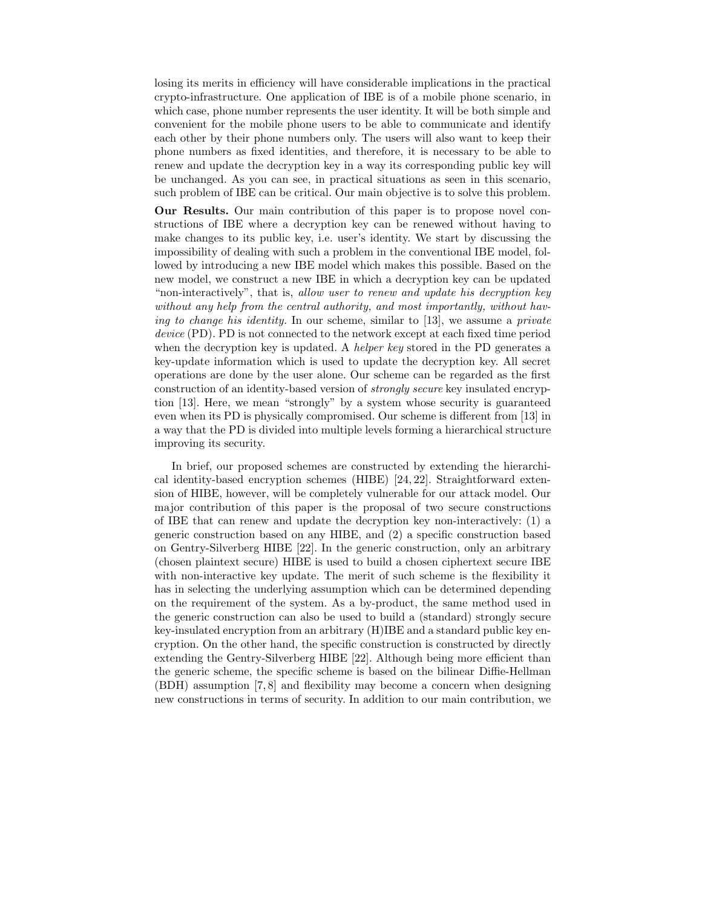losing its merits in efficiency will have considerable implications in the practical crypto-infrastructure. One application of IBE is of a mobile phone scenario, in which case, phone number represents the user identity. It will be both simple and convenient for the mobile phone users to be able to communicate and identify each other by their phone numbers only. The users will also want to keep their phone numbers as fixed identities, and therefore, it is necessary to be able to renew and update the decryption key in a way its corresponding public key will be unchanged. As you can see, in practical situations as seen in this scenario, such problem of IBE can be critical. Our main objective is to solve this problem.

**Our Results.** Our main contribution of this paper is to propose novel constructions of IBE where a decryption key can be renewed without having to make changes to its public key, i.e. user's identity. We start by discussing the impossibility of dealing with such a problem in the conventional IBE model, followed by introducing a new IBE model which makes this possible. Based on the new model, we construct a new IBE in which a decryption key can be updated "non-interactively", that is, *allow user to renew and update his decryption key without any help from the central authority, and most importantly, without having to change his identity.* In our scheme, similar to [13], we assume a *private device* (PD). PD is not connected to the network except at each fixed time period when the decryption key is updated. A *helper key* stored in the PD generates a key-update information which is used to update the decryption key. All secret operations are done by the user alone. Our scheme can be regarded as the first construction of an identity-based version of *strongly secure* key insulated encryption [13]. Here, we mean "strongly" by a system whose security is guaranteed even when its PD is physically compromised. Our scheme is different from [13] in a way that the PD is divided into multiple levels forming a hierarchical structure improving its security.

In brief, our proposed schemes are constructed by extending the hierarchical identity-based encryption schemes (HIBE) [24, 22]. Straightforward extension of HIBE, however, will be completely vulnerable for our attack model. Our major contribution of this paper is the proposal of two secure constructions of IBE that can renew and update the decryption key non-interactively: (1) a generic construction based on any HIBE, and (2) a specific construction based on Gentry-Silverberg HIBE [22]. In the generic construction, only an arbitrary (chosen plaintext secure) HIBE is used to build a chosen ciphertext secure IBE with non-interactive key update. The merit of such scheme is the flexibility it has in selecting the underlying assumption which can be determined depending on the requirement of the system. As a by-product, the same method used in the generic construction can also be used to build a (standard) strongly secure key-insulated encryption from an arbitrary (H)IBE and a standard public key encryption. On the other hand, the specific construction is constructed by directly extending the Gentry-Silverberg HIBE [22]. Although being more efficient than the generic scheme, the specific scheme is based on the bilinear Diffie-Hellman (BDH) assumption [7, 8] and flexibility may become a concern when designing new constructions in terms of security. In addition to our main contribution, we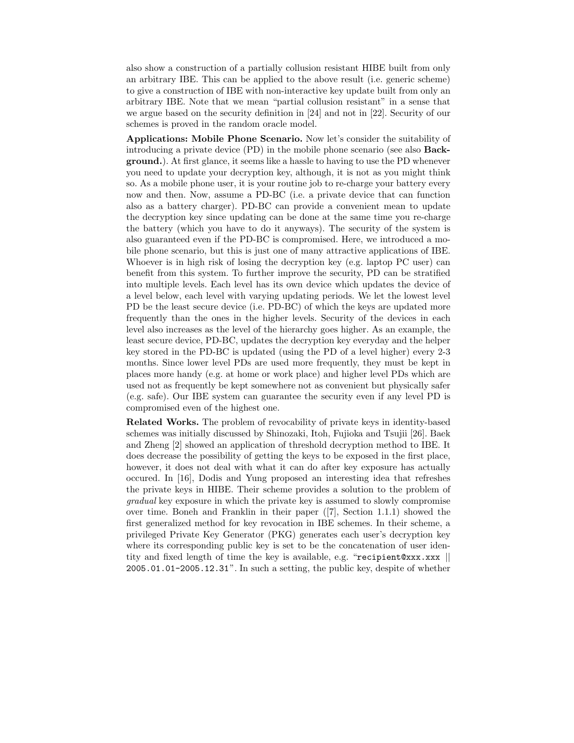also show a construction of a partially collusion resistant HIBE built from only an arbitrary IBE. This can be applied to the above result (i.e. generic scheme) to give a construction of IBE with non-interactive key update built from only an arbitrary IBE. Note that we mean "partial collusion resistant" in a sense that we argue based on the security definition in [24] and not in [22]. Security of our schemes is proved in the random oracle model.

**Applications: Mobile Phone Scenario.** Now let's consider the suitability of introducing a private device (PD) in the mobile phone scenario (see also **Background.**). At first glance, it seems like a hassle to having to use the PD whenever you need to update your decryption key, although, it is not as you might think so. As a mobile phone user, it is your routine job to re-charge your battery every now and then. Now, assume a PD-BC (i.e. a private device that can function also as a battery charger). PD-BC can provide a convenient mean to update the decryption key since updating can be done at the same time you re-charge the battery (which you have to do it anyways). The security of the system is also guaranteed even if the PD-BC is compromised. Here, we introduced a mobile phone scenario, but this is just one of many attractive applications of IBE. Whoever is in high risk of losing the decryption key (e.g. laptop PC user) can benefit from this system. To further improve the security, PD can be stratified into multiple levels. Each level has its own device which updates the device of a level below, each level with varying updating periods. We let the lowest level PD be the least secure device (i.e. PD-BC) of which the keys are updated more frequently than the ones in the higher levels. Security of the devices in each level also increases as the level of the hierarchy goes higher. As an example, the least secure device, PD-BC, updates the decryption key everyday and the helper key stored in the PD-BC is updated (using the PD of a level higher) every 2-3 months. Since lower level PDs are used more frequently, they must be kept in places more handy (e.g. at home or work place) and higher level PDs which are used not as frequently be kept somewhere not as convenient but physically safer (e.g. safe). Our IBE system can guarantee the security even if any level PD is compromised even of the highest one.

**Related Works.** The problem of revocability of private keys in identity-based schemes was initially discussed by Shinozaki, Itoh, Fujioka and Tsujii [26]. Baek and Zheng [2] showed an application of threshold decryption method to IBE. It does decrease the possibility of getting the keys to be exposed in the first place, however, it does not deal with what it can do after key exposure has actually occured. In [16], Dodis and Yung proposed an interesting idea that refreshes the private keys in HIBE. Their scheme provides a solution to the problem of *gradual* key exposure in which the private key is assumed to slowly compromise over time. Boneh and Franklin in their paper ([7], Section 1.1.1) showed the first generalized method for key revocation in IBE schemes. In their scheme, a privileged Private Key Generator (PKG) generates each user's decryption key where its corresponding public key is set to be the concatenation of user identity and fixed length of time the key is available, e.g. "`recipient@xxx.xxx || 2005.01.01-2005.12.31`". In such a setting, the public key, despite of whether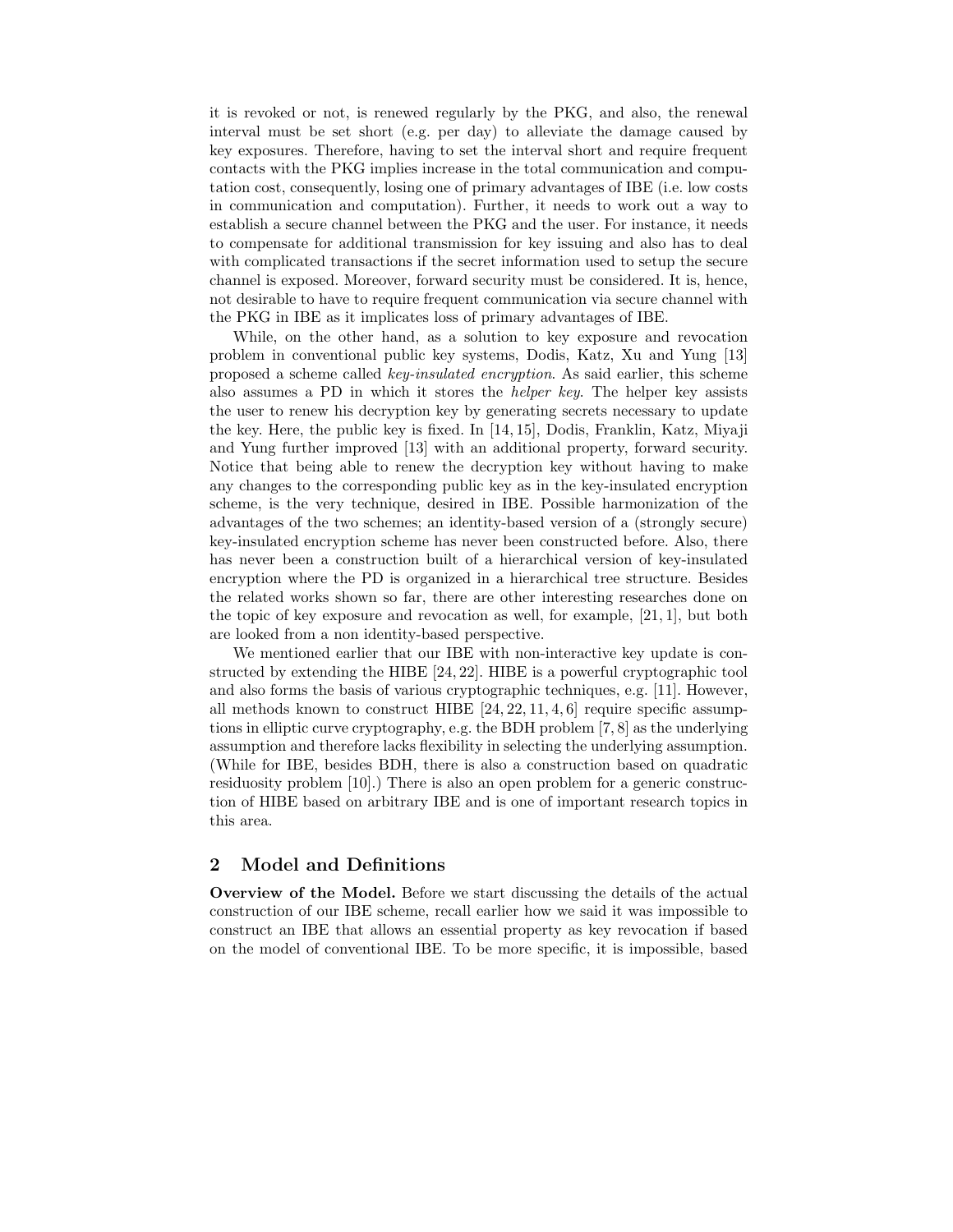it is revoked or not, is renewed regularly by the PKG, and also, the renewal interval must be set short (e.g. per day) to alleviate the damage caused by key exposures. Therefore, having to set the interval short and require frequent contacts with the PKG implies increase in the total communication and computation cost, consequently, losing one of primary advantages of IBE (i.e. low costs in communication and computation). Further, it needs to work out a way to establish a secure channel between the PKG and the user. For instance, it needs to compensate for additional transmission for key issuing and also has to deal with complicated transactions if the secret information used to setup the secure channel is exposed. Moreover, forward security must be considered. It is, hence, not desirable to have to require frequent communication via secure channel with the PKG in IBE as it implicates loss of primary advantages of IBE.

While, on the other hand, as a solution to key exposure and revocation problem in conventional public key systems, Dodis, Katz, Xu and Yung [13] proposed a scheme called *key-insulated encryption*. As said earlier, this scheme also assumes a PD in which it stores the *helper key*. The helper key assists the user to renew his decryption key by generating secrets necessary to update the key. Here, the public key is fixed. In [14, 15], Dodis, Franklin, Katz, Miyaji and Yung further improved [13] with an additional property, forward security. Notice that being able to renew the decryption key without having to make any changes to the corresponding public key as in the key-insulated encryption scheme, is the very technique, desired in IBE. Possible harmonization of the advantages of the two schemes; an identity-based version of a (strongly secure) key-insulated encryption scheme has never been constructed before. Also, there has never been a construction built of a hierarchical version of key-insulated encryption where the PD is organized in a hierarchical tree structure. Besides the related works shown so far, there are other interesting researches done on the topic of key exposure and revocation as well, for example, [21, 1], but both are looked from a non identity-based perspective.

We mentioned earlier that our IBE with non-interactive key update is constructed by extending the HIBE [24, 22]. HIBE is a powerful cryptographic tool and also forms the basis of various cryptographic techniques, e.g. [11]. However, all methods known to construct HIBE [24, 22, 11, 4, 6] require specific assumptions in elliptic curve cryptography, e.g. the BDH problem [7, 8] as the underlying assumption and therefore lacks flexibility in selecting the underlying assumption. (While for IBE, besides BDH, there is also a construction based on quadratic residuosity problem [10].) There is also an open problem for a generic construction of HIBE based on arbitrary IBE and is one of important research topics in this area.

## 2 Model and Definitions

**Overview of the Model.** Before we start discussing the details of the actual construction of our IBE scheme, recall earlier how we said it was impossible to construct an IBE that allows an essential property as key revocation if based on the model of conventional IBE. To be more specific, it is impossible, based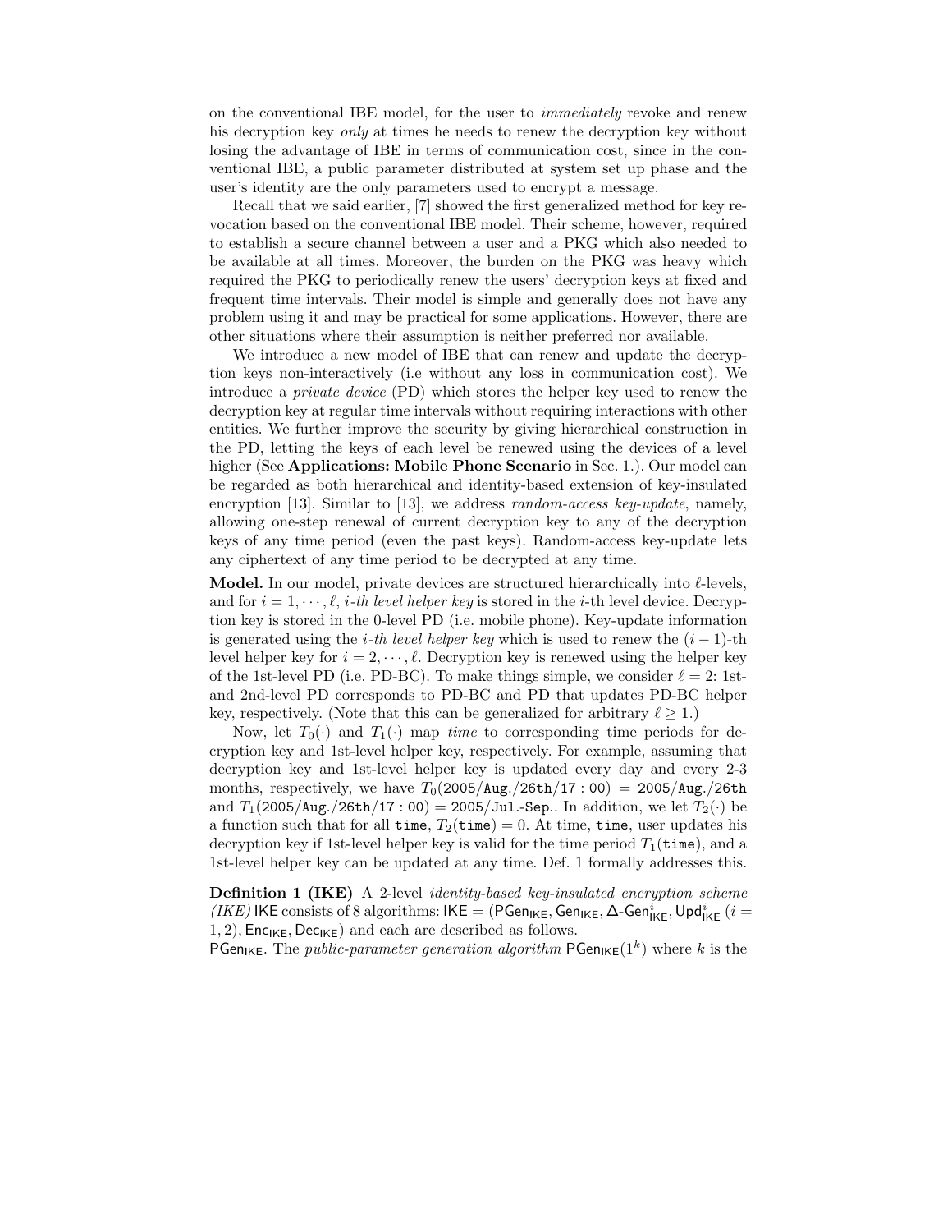on the conventional IBE model, for the user to *immediately* revoke and renew his decryption key *only* at times he needs to renew the decryption key without losing the advantage of IBE in terms of communication cost, since in the conventional IBE, a public parameter distributed at system set up phase and the user's identity are the only parameters used to encrypt a message.

Recall that we said earlier, [7] showed the first generalized method for key revocation based on the conventional IBE model. Their scheme, however, required to establish a secure channel between a user and a PKG which also needed to be available at all times. Moreover, the burden on the PKG was heavy which required the PKG to periodically renew the users' decryption keys at fixed and frequent time intervals. Their model is simple and generally does not have any problem using it and may be practical for some applications. However, there are other situations where their assumption is neither preferred nor available.

We introduce a new model of IBE that can renew and update the decryption keys non-interactively (i.e without any loss in communication cost). We introduce a *private device* (PD) which stores the helper key used to renew the decryption key at regular time intervals without requiring interactions with other entities. We further improve the security by giving hierarchical construction in the PD, letting the keys of each level be renewed using the devices of a level higher (See **Applications: Mobile Phone Scenario** in Sec. 1.). Our model can be regarded as both hierarchical and identity-based extension of key-insulated encryption [13]. Similar to [13], we address *random-access key-update*, namely, allowing one-step renewal of current decryption key to any of the decryption keys of any time period (even the past keys). Random-access key-update lets any ciphertext of any time period to be decrypted at any time.

**Model.** In our model, private devices are structured hierarchically into $\ell$-levels, and for $i = 1, \cdots, \ell$, *i-th level helper key* is stored in the $i$-th level device. Decryption key is stored in the 0-level PD (i.e. mobile phone). Key-update information is generated using the *i-th level helper key* which is used to renew the $(i-1)$-th level helper key for $i = 2, \cdots, \ell$. Decryption key is renewed using the helper key of the 1st-level PD (i.e. PD-BC). To make things simple, we consider $\ell = 2$: 1st- and 2nd-level PD corresponds to PD-BC and PD that updates PD-BC helper key, respectively. (Note that this can be generalized for arbitrary $\ell \geq 1$.)

Now, let $T_0(\cdot)$ and $T_1(\cdot)$ map *time* to corresponding time periods for decryption key and 1st-level helper key, respectively. For example, assuming that decryption key and 1st-level helper key is updated every day and every 2-3 months, respectively, we have $T_0(\texttt{2005/Aug./26th/17:00}) = \texttt{2005/Aug./26th}$ and $T_1(\texttt{2005/Aug./26th/17:00}) = \texttt{2005/Jul.-Sep.}$. In addition, we let $T_2(\cdot)$ be a function such that for all $\texttt{time}$, $T_2(\texttt{time}) = 0$. At time, $\texttt{time}$, user updates his decryption key if 1st-level helper key is valid for the time period $T_1(\texttt{time})$, and a 1st-level helper key can be updated at any time. Def. 1 formally addresses this.

**Definition 1 (IKE)** A 2-level *identity-based key-insulated encryption scheme (IKE)* $\mathsf{IKE}$ consists of 8 algorithms: $\mathsf{IKE} = (\mathsf{PGen}_{\mathsf{IKE}}, \mathsf{Gen}_{\mathsf{IKE}}, \Delta\text{-}\mathsf{Gen}^i_{\mathsf{IKE}}, \mathsf{Upd}^i_{\mathsf{IKE}}\ (i = 1, 2), \mathsf{Enc}_{\mathsf{IKE}}, \mathsf{Dec}_{\mathsf{IKE}})$ and each are described as follows.

<u>$\mathsf{PGen}_{\mathsf{IKE}}$.</u> The *public-parameter generation algorithm* $\mathsf{PGen}_{\mathsf{IKE}}(1^k)$ where $k$ is the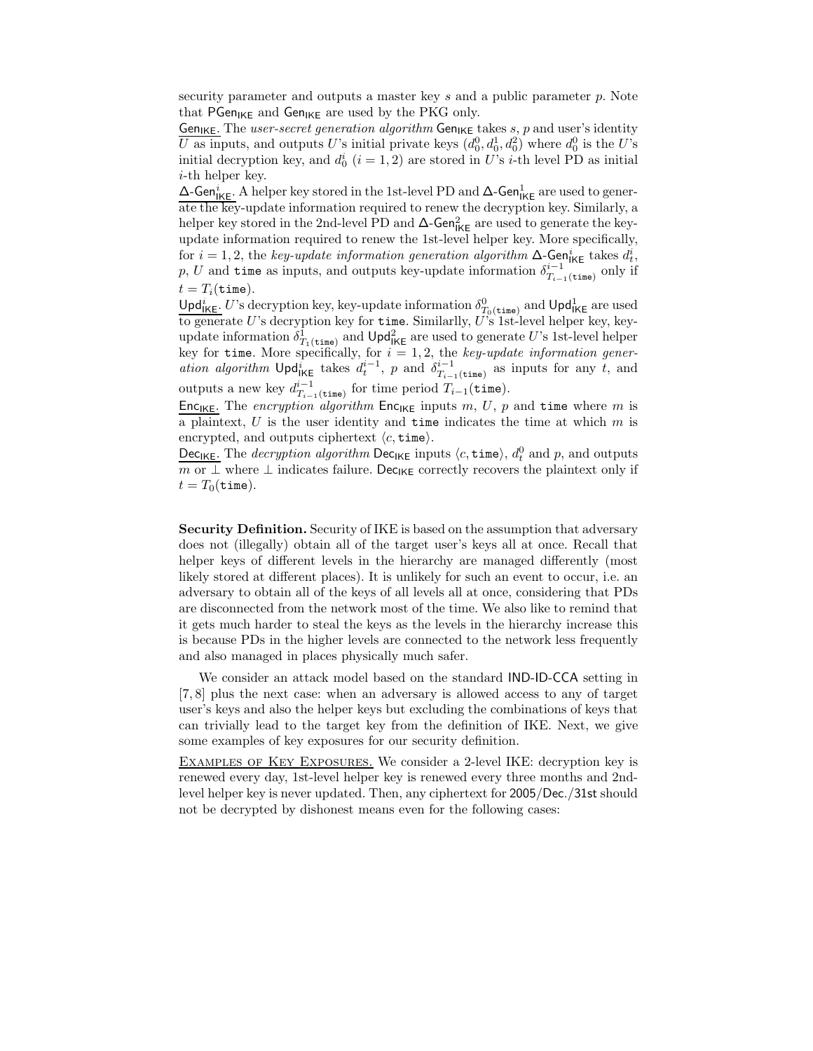security parameter and outputs a master key $s$ and a public parameter $p$. Note that $\mathsf{PGen}_{\mathsf{IKE}}$ and $\mathsf{Gen}_{\mathsf{IKE}}$ are used by the PKG only.

<u>$\mathsf{Gen}_{\mathsf{IKE}}$.</u> The *user-secret generation algorithm* $\mathsf{Gen}_{\mathsf{IKE}}$ takes $s$, $p$ and user's identity $U$ as inputs, and outputs $U$'s initial private keys $(d_0^0, d_0^1, d_0^2)$ where $d_0^0$ is the $U$'s initial decryption key, and $d_0^i$ $(i = 1, 2)$ are stored in $U$'s $i$-th level PD as initial $i$-th helper key.

<u>$\Delta\text{-}\mathsf{Gen}^i_{\mathsf{IKE}}$.</u> A helper key stored in the 1st-level PD and $\Delta\text{-}\mathsf{Gen}^1_{\mathsf{IKE}}$ are used to generate the key-update information required to renew the decryption key. Similarly, a helper key stored in the 2nd-level PD and $\Delta\text{-}\mathsf{Gen}^2_{\mathsf{IKE}}$ are used to generate the key-update information required to renew the 1st-level helper key. More specifically, for $i = 1, 2$, the *key-update information generation algorithm* $\Delta\text{-}\mathsf{Gen}^i_{\mathsf{IKE}}$ takes $d_t^i$, $p$, $U$ and $\mathtt{time}$ as inputs, and outputs key-update information $\delta^{i-1}_{T_{i-1}(\mathtt{time})}$ only if $t = T_i(\mathtt{time})$.

<u>$\mathsf{Upd}^i_{\mathsf{IKE}}$.</u> $U$'s decryption key, key-update information $\delta^0_{T_0(\mathtt{time})}$ and $\mathsf{Upd}^1_{\mathsf{IKE}}$ are used to generate $U$'s decryption key for $\mathtt{time}$. Similarlly, $U$'s 1st-level helper key, key-update information $\delta^1_{T_1(\mathtt{time})}$ and $\mathsf{Upd}^2_{\mathsf{IKE}}$ are used to generate $U$'s 1st-level helper key for $\mathtt{time}$. More specifically, for $i = 1, 2$, the *key-update information generation algorithm* $\mathsf{Upd}^i_{\mathsf{IKE}}$ takes $d_t^{i-1}$, $p$ and $\delta^{i-1}_{T_{i-1}(\mathtt{time})}$ as inputs for any $t$, and outputs a new key $d^{i-1}_{T_{i-1}(\mathtt{time})}$ for time period $T_{i-1}(\mathtt{time})$.

<u>$\mathsf{Enc}_{\mathsf{IKE}}$.</u> The *encryption algorithm* $\mathsf{Enc}_{\mathsf{IKE}}$ inputs $m$, $U$, $p$ and $\mathtt{time}$ where $m$ is a plaintext, $U$ is the user identity and $\mathtt{time}$ indicates the time at which $m$ is encrypted, and outputs ciphertext $\langle c, \mathtt{time}\rangle$.

<u>$\mathsf{Dec}_{\mathsf{IKE}}$.</u> The *decryption algorithm* $\mathsf{Dec}_{\mathsf{IKE}}$ inputs $\langle c, \mathtt{time}\rangle$, $d_t^0$ and $p$, and outputs $m$ or $\perp$ where $\perp$ indicates failure. $\mathsf{Dec}_{\mathsf{IKE}}$ correctly recovers the plaintext only if $t = T_0(\mathtt{time})$.

**Security Definition.** Security of IKE is based on the assumption that adversary does not (illegally) obtain all of the target user's keys all at once. Recall that helper keys of different levels in the hierarchy are managed differently (most likely stored at different places). It is unlikely for such an event to occur, i.e. an adversary to obtain all of the keys of all levels all at once, considering that PDs are disconnected from the network most of the time. We also like to remind that it gets much harder to steal the keys as the levels in the hierarchy increase this is because PDs in the higher levels are connected to the network less frequently and also managed in places physically much safer.

We consider an attack model based on the standard IND-ID-CCA setting in [7, 8] plus the next case: when an adversary is allowed access to any of target user's keys and also the helper keys but excluding the combinations of keys that can trivially lead to the target key from the definition of IKE. Next, we give some examples of key exposures for our security definition.

<u>EXAMPLES OF KEY EXPOSURES.</u> We consider a 2-level IKE: decryption key is renewed every day, 1st-level helper key is renewed every three months and 2nd-level helper key is never updated. Then, any ciphertext for 2005/Dec./31st should not be decrypted by dishonest means even for the following cases: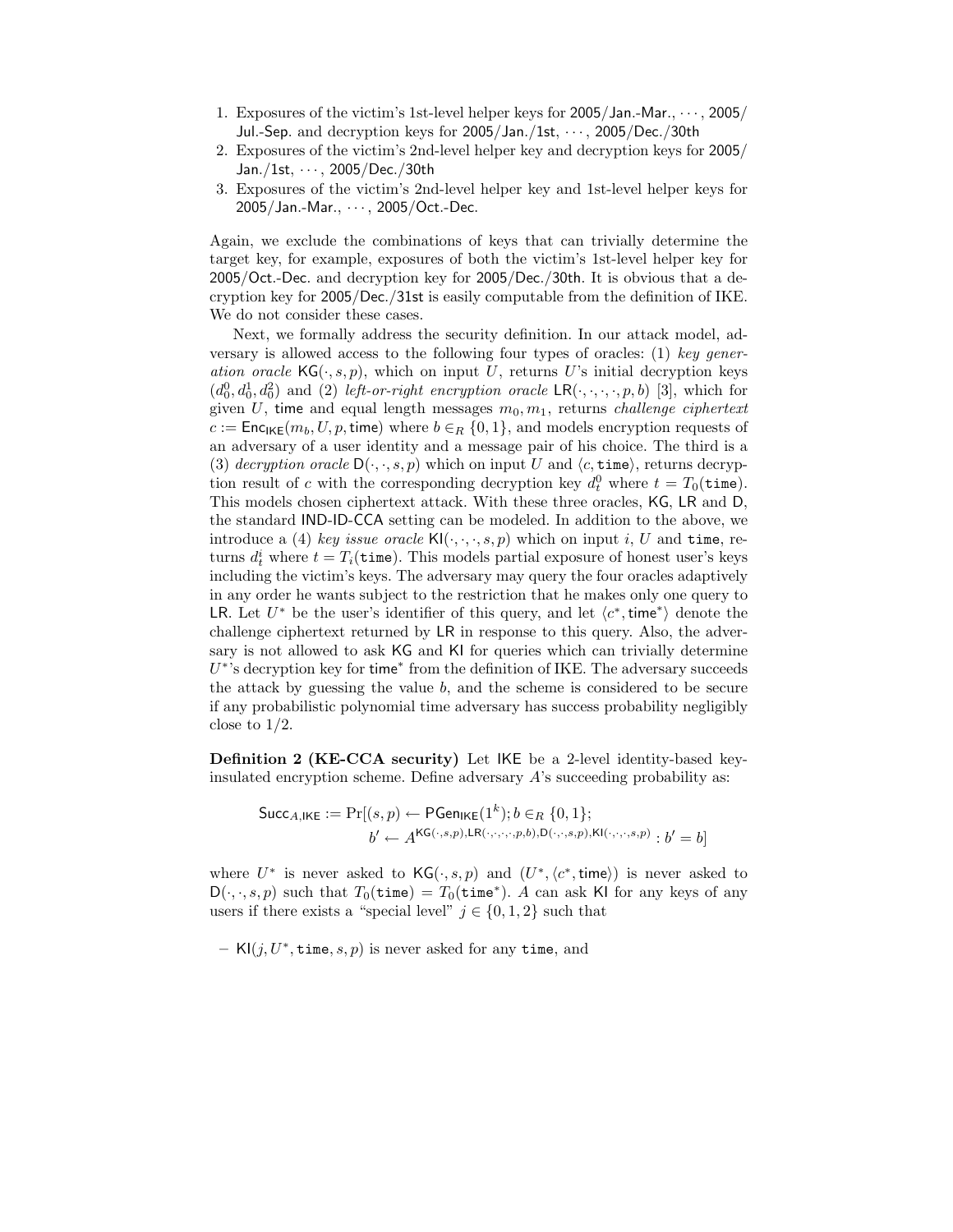1. Exposures of the victim's 1st-level helper keys for 2005/Jan.-Mar., $\cdots$, 2005/Jul.-Sep. and decryption keys for 2005/Jan./1st, $\cdots$, 2005/Dec./30th
2. Exposures of the victim's 2nd-level helper key and decryption keys for 2005/Jan./1st, $\cdots$, 2005/Dec./30th
3. Exposures of the victim's 2nd-level helper key and 1st-level helper keys for 2005/Jan.-Mar., $\cdots$, 2005/Oct.-Dec.

Again, we exclude the combinations of keys that can trivially determine the target key, for example, exposures of both the victim's 1st-level helper key for 2005/Oct.-Dec. and decryption key for 2005/Dec./30th. It is obvious that a decryption key for 2005/Dec./31st is easily computable from the definition of IKE. We do not consider these cases.

Next, we formally address the security definition. In our attack model, adversary is allowed access to the following four types of oracles: (1) *key generation oracle* $\mathsf{KG}(\cdot, s, p)$, which on input $U$, returns $U$'s initial decryption keys $(d_0^0, d_0^1, d_0^2)$ and (2) *left-or-right encryption oracle* $\mathsf{LR}(\cdot,\cdot,\cdot,\cdot,p,b)$ [3], which for given $U$, $\mathsf{time}$ and equal length messages $m_0, m_1$, returns *challenge ciphertext* $c := \mathsf{Enc}_{\mathsf{IKE}}(m_b, U, p, \mathsf{time})$ where $b \in_R \{0,1\}$, and models encryption requests of an adversary of a user identity and a message pair of his choice. The third is a (3) *decryption oracle* $\mathsf{D}(\cdot,\cdot,s,p)$ which on input $U$ and $\langle c, \mathtt{time}\rangle$, returns decryption result of $c$ with the corresponding decryption key $d_t^0$ where $t = T_0(\mathtt{time})$. This models chosen ciphertext attack. With these three oracles, $\mathsf{KG}$, $\mathsf{LR}$ and $\mathsf{D}$, the standard $\mathsf{IND\text{-}ID\text{-}CCA}$ setting can be modeled. In addition to the above, we introduce a (4) *key issue oracle* $\mathsf{KI}(\cdot,\cdot,\cdot,s,p)$ which on input $i$, $U$ and $\mathtt{time}$, returns $d_t^i$ where $t = T_i(\mathtt{time})$. This models partial exposure of honest user's keys including the victim's keys. The adversary may query the four oracles adaptively in any order he wants subject to the restriction that he makes only one query to $\mathsf{LR}$. Let $U^*$ be the user's identifier of this query, and let $\langle c^*, \mathsf{time}^*\rangle$ denote the challenge ciphertext returned by $\mathsf{LR}$ in response to this query. Also, the adversary is not allowed to ask $\mathsf{KG}$ and $\mathsf{KI}$ for queries which can trivially determine $U^*$'s decryption key for $\mathsf{time}^*$ from the definition of IKE. The adversary succeeds the attack by guessing the value $b$, and the scheme is considered to be secure if any probabilistic polynomial time adversary has success probability negligibly close to 1/2.

**Definition 2 (KE-CCA security)** Let $\mathsf{IKE}$ be a 2-level identity-based key-insulated encryption scheme. Define adversary $A$'s succeeding probability as:

$$\mathsf{Succ}_{A,\mathsf{IKE}} := \Pr[(s,p) \leftarrow \mathsf{PGen}_{\mathsf{IKE}}(1^k); b \in_R \{0,1\}; \\ b' \leftarrow A^{\mathsf{KG}(\cdot,s,p),\mathsf{LR}(\cdot,\cdot,\cdot,\cdot,p,b),\mathsf{D}(\cdot,\cdot,s,p),\mathsf{KI}(\cdot,\cdot,\cdot,s,p)} : b' = b]$$

where $U^*$ is never asked to $\mathsf{KG}(\cdot,s,p)$ and $(U^*, \langle c^*, \mathsf{time}\rangle)$ is never asked to $\mathsf{D}(\cdot,\cdot,s,p)$ such that $T_0(\mathtt{time}) = T_0(\mathtt{time}^*)$. $A$ can ask $\mathsf{KI}$ for any keys of any users if there exists a "special level" $j \in \{0,1,2\}$ such that

- $\mathsf{KI}(j, U^*, \mathtt{time}, s, p)$ is never asked for any $\mathtt{time}$, and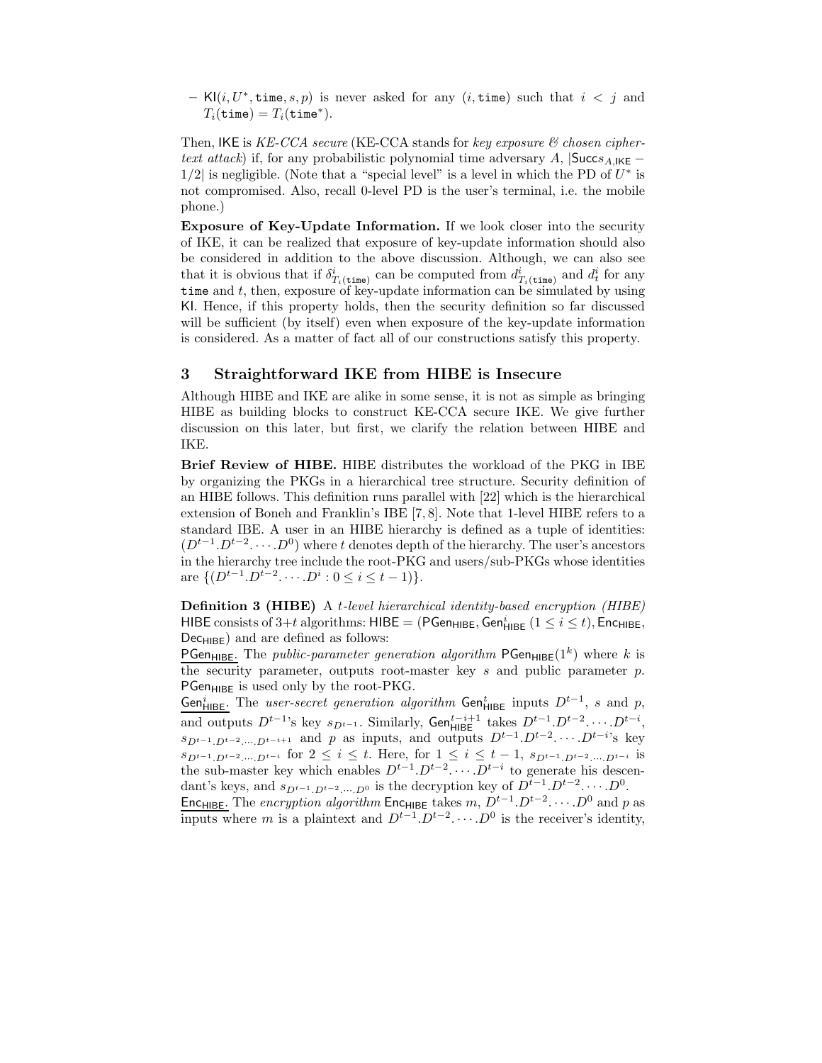– $\mathsf{KI}(i, U^*, \mathtt{time}, s, p)$ is never asked for any $(i, \mathtt{time})$ such that $i < j$ and $T_i(\mathtt{time}) = T_i(\mathtt{time}^*)$.

Then, $\mathsf{IKE}$ is *KE-CCA secure* (KE-CCA stands for *key exposure & chosen ciphertext attack*) if, for any probabilistic polynomial time adversary $A$, $|\mathsf{Succs}_{A,\mathsf{IKE}} - 1/2|$ is negligible. (Note that a "special level" is a level in which the PD of $U^*$ is not compromised. Also, recall 0-level PD is the user's terminal, i.e. the mobile phone.)

**Exposure of Key-Update Information.** If we look closer into the security of IKE, it can be realized that exposure of key-update information should also be considered in addition to the above discussion. Although, we can also see that it is obvious that if $\delta^i_{T_i(\mathtt{time})}$ can be computed from $d^i_{T_i(\mathtt{time})}$ and $d^i_t$ for any $\mathtt{time}$ and $t$, then, exposure of key-update information can be simulated by using $\mathsf{KI}$. Hence, if this property holds, then the security definition so far discussed will be sufficient (by itself) even when exposure of the key-update information is considered. As a matter of fact all of our constructions satisfy this property.

## 3 Straightforward IKE from HIBE is Insecure

Although HIBE and IKE are alike in some sense, it is not as simple as bringing HIBE as building blocks to construct KE-CCA secure IKE. We give further discussion on this later, but first, we clarify the relation between HIBE and IKE.

**Brief Review of HIBE.** HIBE distributes the workload of the PKG in IBE by organizing the PKGs in a hierarchical tree structure. Security definition of an HIBE follows. This definition runs parallel with [22] which is the hierarchical extension of Boneh and Franklin's IBE [7, 8]. Note that 1-level HIBE refers to a standard IBE. A user in an HIBE hierarchy is defined as a tuple of identities: $(D^{t-1}.D^{t-2}.\cdots.D^0)$ where $t$ denotes depth of the hierarchy. The user's ancestors in the hierarchy tree include the root-PKG and users/sub-PKGs whose identities are $\{(D^{t-1}.D^{t-2}.\cdots.D^i : 0 \le i \le t-1)\}$.

**Definition 3 (HIBE)** *A $t$-level hierarchical identity-based encryption (HIBE)* $\mathsf{HIBE}$ consists of $3+t$ algorithms: $\mathsf{HIBE} = (\mathsf{PGen}_{\mathsf{HIBE}}, \mathsf{Gen}^i_{\mathsf{HIBE}}\ (1 \le i \le t), \mathsf{Enc}_{\mathsf{HIBE}}, \mathsf{Dec}_{\mathsf{HIBE}})$ and are defined as follows:

$\underline{\mathsf{PGen}_{\mathsf{HIBE}}}$. The *public-parameter generation algorithm* $\mathsf{PGen}_{\mathsf{HIBE}}(1^k)$ where $k$ is the security parameter, outputs root-master key $s$ and public parameter $p$. $\mathsf{PGen}_{\mathsf{HIBE}}$ is used only by the root-PKG.

$\underline{\mathsf{Gen}^i_{\mathsf{HIBE}}}$. The *user-secret generation algorithm* $\mathsf{Gen}^t_{\mathsf{HIBE}}$ inputs $D^{t-1}$, $s$ and $p$, and outputs $D^{t-1}$'s key $s_{D^{t-1}}$. Similarly, $\mathsf{Gen}^{t-i+1}_{\mathsf{HIBE}}$ takes $D^{t-1}.D^{t-2}.\cdots.D^{t-i}$, $s_{D^{t-1}.D^{t-2}.\cdots.D^{t-i+1}}$ and $p$ as inputs, and outputs $D^{t-1}.D^{t-2}.\cdots.D^{t-i}$'s key $s_{D^{t-1}.D^{t-2}.\cdots.D^{t-i}}$ for $2 \le i \le t$. Here, for $1 \le i \le t-1$, $s_{D^{t-1}.D^{t-2}.\cdots.D^{t-i}}$ is the sub-master key which enables $D^{t-1}.D^{t-2}.\cdots.D^{t-i}$ to generate his descendant's keys, and $s_{D^{t-1}.D^{t-2}.\cdots.D^0}$ is the decryption key of $D^{t-1}.D^{t-2}.\cdots.D^0$.

$\underline{\mathsf{Enc}_{\mathsf{HIBE}}}$. The *encryption algorithm* $\mathsf{Enc}_{\mathsf{HIBE}}$ takes $m$, $D^{t-1}.D^{t-2}.\cdots.D^0$ and $p$ as inputs where $m$ is a plaintext and $D^{t-1}.D^{t-2}.\cdots.D^0$ is the receiver's identity,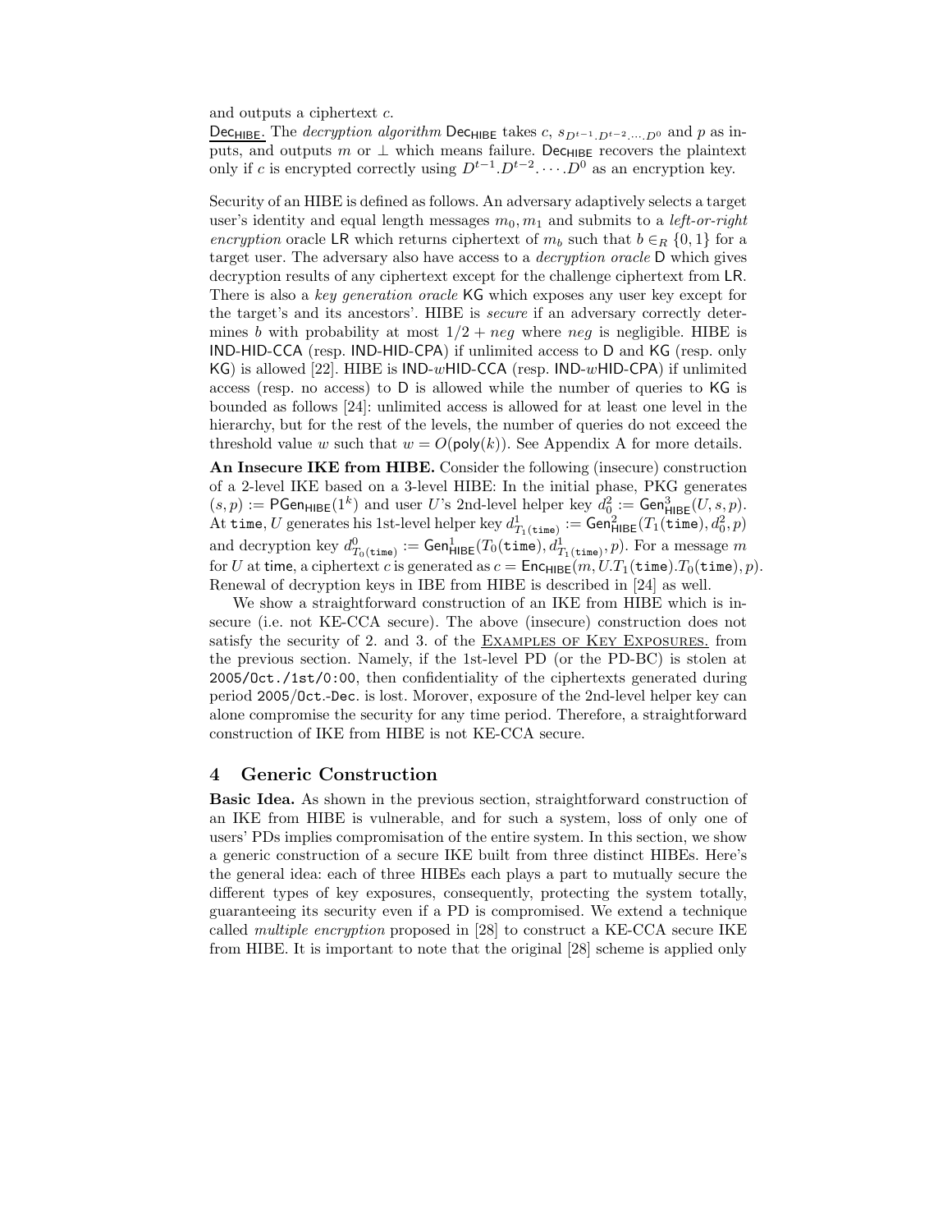and outputs a ciphertext $c$.

<u>$\mathsf{Dec}_{\mathsf{HIBE}}$.</u> The *decryption algorithm* $\mathsf{Dec}_{\mathsf{HIBE}}$ takes $c$, $s_{D^{t-1}.D^{t-2}.\cdots.D^0}$ and $p$ as inputs, and outputs $m$ or $\perp$ which means failure. $\mathsf{Dec}_{\mathsf{HIBE}}$ recovers the plaintext only if $c$ is encrypted correctly using $D^{t-1}.D^{t-2}.\cdots.D^0$ as an encryption key.

Security of an HIBE is defined as follows. An adversary adaptively selects a target user's identity and equal length messages $m_0, m_1$ and submits to a *left-or-right encryption* oracle $\mathsf{LR}$ which returns ciphertext of $m_b$ such that $b \in_R \{0,1\}$ for a target user. The adversary also have access to a *decryption oracle* $\mathsf{D}$ which gives decryption results of any ciphertext except for the challenge ciphertext from $\mathsf{LR}$. There is also a *key generation oracle* $\mathsf{KG}$ which exposes any user key except for the target's and its ancestors'. HIBE is *secure* if an adversary correctly determines $b$ with probability at most $1/2 + neg$ where $neg$ is negligible. HIBE is IND-HID-CCA (resp. IND-HID-CPA) if unlimited access to $\mathsf{D}$ and $\mathsf{KG}$ (resp. only $\mathsf{KG}$) is allowed [22]. HIBE is IND-$w$HID-CCA (resp. IND-$w$HID-CPA) if unlimited access (resp. no access) to $\mathsf{D}$ is allowed while the number of queries to $\mathsf{KG}$ is bounded as follows [24]: unlimited access is allowed for at least one level in the hierarchy, but for the rest of the levels, the number of queries do not exceed the threshold value $w$ such that $w = O(\mathsf{poly}(k))$. See Appendix A for more details.

**An Insecure IKE from HIBE.** Consider the following (insecure) construction of a 2-level IKE based on a 3-level HIBE: In the initial phase, PKG generates $(s,p) := \mathsf{PGen}_{\mathsf{HIBE}}(1^k)$ and user $U$'s 2nd-level helper key $d_0^2 := \mathsf{Gen}^3_{\mathsf{HIBE}}(U, s, p)$. At $\mathtt{time}$, $U$ generates his 1st-level helper key $d^1_{T_1(\mathtt{time})} := \mathsf{Gen}^2_{\mathsf{HIBE}}(T_1(\mathtt{time}), d_0^2, p)$ and decryption key $d^0_{T_0(\mathtt{time})} := \mathsf{Gen}^1_{\mathsf{HIBE}}(T_0(\mathtt{time}), d^1_{T_1(\mathtt{time})}, p)$. For a message $m$ for $U$ at $\mathtt{time}$, a ciphertext $c$ is generated as $c = \mathsf{Enc}_{\mathsf{HIBE}}(m, U.T_1(\mathtt{time}).T_0(\mathtt{time}), p)$. Renewal of decryption keys in IBE from HIBE is described in [24] as well.

We show a straightforward construction of an IKE from HIBE which is insecure (i.e. not KE-CCA secure). The above (insecure) construction does not satisfy the security of 2. and 3. of the <u>Examples of Key Exposures.</u> from the previous section. Namely, if the 1st-level PD (or the PD-BC) is stolen at `2005/Oct./1st/0:00`, then confidentiality of the ciphertexts generated during period `2005/Oct.-Dec.` is lost. Morover, exposure of the 2nd-level helper key can alone compromise the security for any time period. Therefore, a straightforward construction of IKE from HIBE is not KE-CCA secure.

## 4 Generic Construction

**Basic Idea.** As shown in the previous section, straightforward construction of an IKE from HIBE is vulnerable, and for such a system, loss of only one of users' PDs implies compromisation of the entire system. In this section, we show a generic construction of a secure IKE built from three distinct HIBEs. Here's the general idea: each of three HIBEs each plays a part to mutually secure the different types of key exposures, consequently, protecting the system totally, guaranteeing its security even if a PD is compromised. We extend a technique called *multiple encryption* proposed in [28] to construct a KE-CCA secure IKE from HIBE. It is important to note that the original [28] scheme is applied only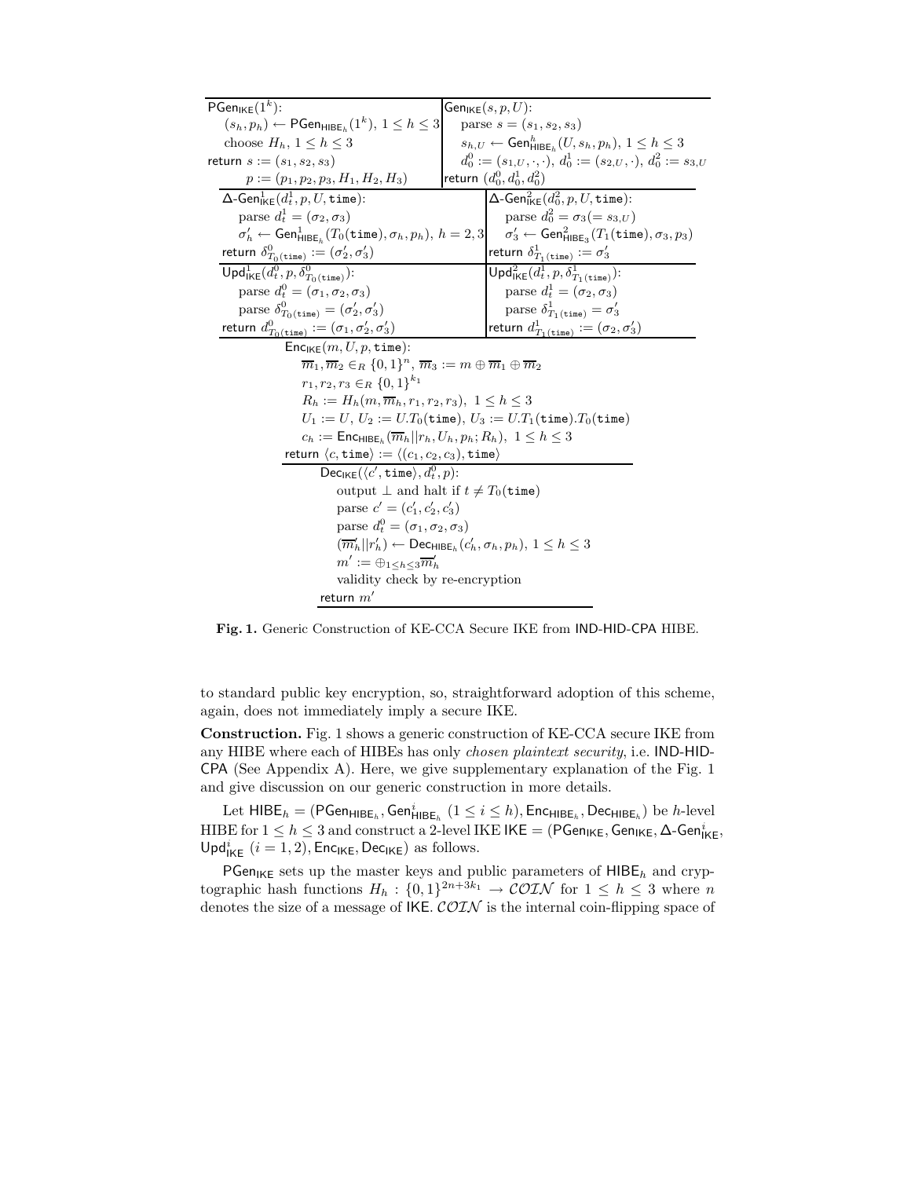| $\mathsf{PGen}_{\mathsf{IKE}}(1^k)$: | $\mathsf{Gen}_{\mathsf{IKE}}(s, p, U)$: |
|---|---|
| $(s_h, p_h) \leftarrow \mathsf{PGen}_{\mathsf{HIBE}_h}(1^k),\ 1 \le h \le 3$ | parse $s = (s_1, s_2, s_3)$ |
| choose $H_h,\ 1 \le h \le 3$ | $s_{h,U} \leftarrow \mathsf{Gen}^h_{\mathsf{HIBE}_h}(U, s_h, p_h),\ 1 \le h \le 3$ |
| return $s := (s_1, s_2, s_3)$ | $d^0_0 := (s_{1,U}, \cdot, \cdot),\ d^1_0 := (s_{2,U}, \cdot),\ d^2_0 := s_{3,U}$ |
| $p := (p_1, p_2, p_3, H_1, H_2, H_3)$ | return $(d^0_0, d^1_0, d^2_0)$ |

| $\Delta\text{-}\mathsf{Gen}^1_{\mathsf{IKE}}(d^1_t, p, U, \mathtt{time})$: | $\Delta\text{-}\mathsf{Gen}^2_{\mathsf{IKE}}(d^2_0, p, U, \mathtt{time})$: |
|---|---|
| parse $d^1_t = (\sigma_2, \sigma_3)$ | parse $d^2_0 = \sigma_3 (= s_{3,U})$ |
| $\sigma'_h \leftarrow \mathsf{Gen}^1_{\mathsf{HIBE}_h}(T_0(\mathtt{time}), \sigma_h, p_h),\ h = 2, 3$ | $\sigma'_3 \leftarrow \mathsf{Gen}^2_{\mathsf{HIBE}_3}(T_1(\mathtt{time}), \sigma_3, p_3)$ |
| return $\delta^0_{T_0(\mathtt{time})} := (\sigma'_2, \sigma'_3)$ | return $\delta^1_{T_1(\mathtt{time})} := \sigma'_3$ |
| $\mathsf{Upd}^1_{\mathsf{IKE}}(d^0_t, p, \delta^0_{T_0(\mathtt{time})})$: | $\mathsf{Upd}^2_{\mathsf{IKE}}(d^1_t, p, \delta^1_{T_1(\mathtt{time})})$: |
| parse $d^0_t = (\sigma_1, \sigma_2, \sigma_3)$ | parse $d^1_t = (\sigma_2, \sigma_3)$ |
| parse $\delta^0_{T_0(\mathtt{time})} = (\sigma'_2, \sigma'_3)$ | parse $\delta^1_{T_1(\mathtt{time})} = \sigma'_3$ |
| return $d^0_{T_0(\mathtt{time})} := (\sigma_1, \sigma'_2, \sigma'_3)$ | return $d^1_{T_1(\mathtt{time})} := (\sigma_2, \sigma'_3)$ |

$\mathsf{Enc}_{\mathsf{IKE}}(m, U, p, \mathtt{time})$:
- $\overline{m}_1, \overline{m}_2 \in_R \{0,1\}^n,\ \overline{m}_3 := m \oplus \overline{m}_1 \oplus \overline{m}_2$
- $r_1, r_2, r_3 \in_R \{0,1\}^{k_1}$
- $R_h := H_h(m, \overline{m}_h, r_1, r_2, r_3),\ 1 \le h \le 3$
- $U_1 := U,\ U_2 := U.T_0(\mathtt{time}),\ U_3 := U.T_1(\mathtt{time}).T_0(\mathtt{time})$
- $c_h := \mathsf{Enc}_{\mathsf{HIBE}_h}(\overline{m}_h || r_h, U_h, p_h; R_h),\ 1 \le h \le 3$
- return $\langle c, \mathtt{time}\rangle := \langle (c_1, c_2, c_3), \mathtt{time}\rangle$

$\mathsf{Dec}_{\mathsf{IKE}}(\langle c', \mathtt{time}\rangle, d^0_t, p)$:
- output $\perp$ and halt if $t \neq T_0(\mathtt{time})$
- parse $c' = (c'_1, c'_2, c'_3)$
- parse $d^0_t = (\sigma_1, \sigma_2, \sigma_3)$
- $(\overline{m}'_h || r'_h) \leftarrow \mathsf{Dec}_{\mathsf{HIBE}_h}(c'_h, \sigma_h, p_h),\ 1 \le h \le 3$
- $m' := \oplus_{1 \le h \le 3} \overline{m}'_h$
- validity check by re-encryption
- return $m'$

**Fig. 1.** Generic Construction of KE-CCA Secure IKE from IND-HID-CPA HIBE.

to standard public key encryption, so, straightforward adoption of this scheme, again, does not immediately imply a secure IKE.

**Construction.** Fig. 1 shows a generic construction of KE-CCA secure IKE from any HIBE where each of HIBEs has only *chosen plaintext security*, i.e. IND-HID-CPA (See Appendix A). Here, we give supplementary explanation of the Fig. 1 and give discussion on our generic construction in more details.

Let $\mathsf{HIBE}_h = (\mathsf{PGen}_{\mathsf{HIBE}_h}, \mathsf{Gen}^i_{\mathsf{HIBE}_h}\ (1 \le i \le h), \mathsf{Enc}_{\mathsf{HIBE}_h}, \mathsf{Dec}_{\mathsf{HIBE}_h})$ be $h$-level HIBE for $1 \le h \le 3$ and construct a 2-level IKE $\mathsf{IKE} = (\mathsf{PGen}_{\mathsf{IKE}}, \mathsf{Gen}_{\mathsf{IKE}}, \Delta\text{-}\mathsf{Gen}^i_{\mathsf{IKE}}, \mathsf{Upd}^i_{\mathsf{IKE}}\ (i = 1, 2), \mathsf{Enc}_{\mathsf{IKE}}, \mathsf{Dec}_{\mathsf{IKE}})$ as follows.

$\mathsf{PGen}_{\mathsf{IKE}}$ sets up the master keys and public parameters of $\mathsf{HIBE}_h$ and cryptographic hash functions $H_h : \{0,1\}^{2n+3k_1} \to \mathcal{COIN}$ for $1 \le h \le 3$ where $n$ denotes the size of a message of IKE. $\mathcal{COIN}$ is the internal coin-flipping space of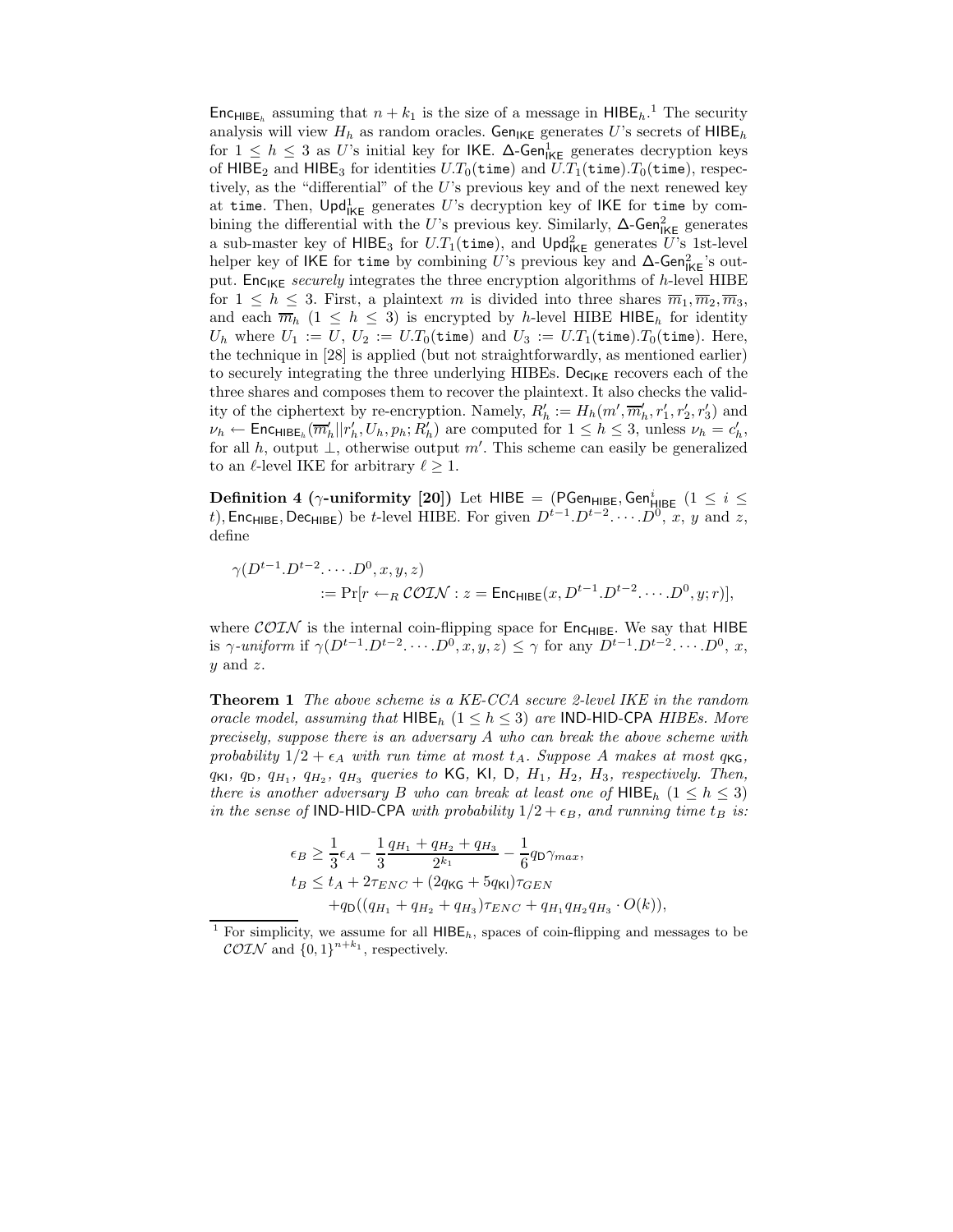$\mathsf{Enc}_{\mathsf{HIBE}_h}$ assuming that $n + k_1$ is the size of a message in $\mathsf{HIBE}_h$.[1] The security analysis will view $H_h$ as random oracles. $\mathsf{Gen}_{\mathsf{IKE}}$ generates $U$'s secrets of $\mathsf{HIBE}_h$ for $1 \leq h \leq 3$ as $U$'s initial key for $\mathsf{IKE}$. $\Delta\text{-}\mathsf{Gen}^1_{\mathsf{IKE}}$ generates decryption keys of $\mathsf{HIBE}_2$ and $\mathsf{HIBE}_3$ for identities $U.T_0(\mathtt{time})$ and $U.T_1(\mathtt{time}).T_0(\mathtt{time})$, respectively, as the "differential" of the $U$'s previous key and of the next renewed key at $\mathtt{time}$. Then, $\mathsf{Upd}^1_{\mathsf{IKE}}$ generates $U$'s decryption key of $\mathsf{IKE}$ for $\mathtt{time}$ by combining the differential with the $U$'s previous key. Similarly, $\Delta\text{-}\mathsf{Gen}^2_{\mathsf{IKE}}$ generates a sub-master key of $\mathsf{HIBE}_3$ for $U.T_1(\mathtt{time})$, and $\mathsf{Upd}^2_{\mathsf{IKE}}$ generates $U$'s 1st-level helper key of $\mathsf{IKE}$ for $\mathtt{time}$ by combining $U$'s previous key and $\Delta\text{-}\mathsf{Gen}^2_{\mathsf{IKE}}$'s output. $\mathsf{Enc}_{\mathsf{IKE}}$ *securely* integrates the three encryption algorithms of $h$-level HIBE for $1 \leq h \leq 3$. First, a plaintext $m$ is divided into three shares $\overline{m}_1, \overline{m}_2, \overline{m}_3$, and each $\overline{m}_h$ $(1 \leq h \leq 3)$ is encrypted by $h$-level HIBE $\mathsf{HIBE}_h$ for identity $U_h$ where $U_1 := U$, $U_2 := U.T_0(\mathtt{time})$ and $U_3 := U.T_1(\mathtt{time}).T_0(\mathtt{time})$. Here, the technique in [28] is applied (but not straightforwardly, as mentioned earlier) to securely integrating the three underlying HIBEs. $\mathsf{Dec}_{\mathsf{IKE}}$ recovers each of the three shares and composes them to recover the plaintext. It also checks the validity of the ciphertext by re-encryption. Namely, $R'_h := H_h(m', \overline{m}'_h, r'_1, r'_2, r'_3)$ and $\nu_h \leftarrow \mathsf{Enc}_{\mathsf{HIBE}_h}(\overline{m}'_h || r'_h, U_h, p_h; R'_h)$ are computed for $1 \leq h \leq 3$, unless $\nu_h = c'_h$, for all $h$, output $\perp$, otherwise output $m'$. This scheme can easily be generalized to an $\ell$-level IKE for arbitrary $\ell \geq 1$.

**Definition 4 ($\gamma$-uniformity [20])** Let $\mathsf{HIBE} = (\mathsf{PGen}_{\mathsf{HIBE}}, \mathsf{Gen}^i_{\mathsf{HIBE}}\ (1 \leq i \leq t), \mathsf{Enc}_{\mathsf{HIBE}}, \mathsf{Dec}_{\mathsf{HIBE}})$ be $t$-level HIBE. For given $D^{t-1}.D^{t-2}.\cdots.D^0$, $x$, $y$ and $z$, define

$$\gamma(D^{t-1}.D^{t-2}.\cdots.D^0, x, y, z) := \Pr[r \leftarrow_R \mathcal{COIN} : z = \mathsf{Enc}_{\mathsf{HIBE}}(x, D^{t-1}.D^{t-2}.\cdots.D^0, y; r)],$$

where $\mathcal{COIN}$ is the internal coin-flipping space for $\mathsf{Enc}_{\mathsf{HIBE}}$. We say that $\mathsf{HIBE}$ is *$\gamma$-uniform* if $\gamma(D^{t-1}.D^{t-2}.\cdots.D^0, x, y, z) \leq \gamma$ for any $D^{t-1}.D^{t-2}.\cdots.D^0$, $x$, $y$ and $z$.

**Theorem 1** *The above scheme is a KE-CCA secure 2-level IKE in the random oracle model, assuming that $\mathsf{HIBE}_h$ $(1 \leq h \leq 3)$ are $\mathsf{IND\text{-}HID\text{-}CPA}$ HIBEs. More precisely, suppose there is an adversary $A$ who can break the above scheme with probability $1/2 + \epsilon_A$ with run time at most $t_A$. Suppose $A$ makes at most $q_{\mathsf{KG}}$, $q_{\mathsf{KI}}$, $q_{\mathsf{D}}$, $q_{H_1}$, $q_{H_2}$, $q_{H_3}$ queries to $\mathsf{KG}$, $\mathsf{KI}$, $\mathsf{D}$, $H_1$, $H_2$, $H_3$, respectively. Then, there is another adversary $B$ who can break at least one of $\mathsf{HIBE}_h$ $(1 \leq h \leq 3)$ in the sense of $\mathsf{IND\text{-}HID\text{-}CPA}$ with probability $1/2 + \epsilon_B$, and running time $t_B$ is:*

$$\epsilon_B \geq \frac{1}{3}\epsilon_A - \frac{1}{3}\frac{q_{H_1} + q_{H_2} + q_{H_3}}{2^{k_1}} - \frac{1}{6}q_{\mathsf{D}}\gamma_{max},$$
$$t_B \leq t_A + 2\tau_{ENC} + (2q_{\mathsf{KG}} + 5q_{\mathsf{KI}})\tau_{GEN} + q_{\mathsf{D}}((q_{H_1} + q_{H_2} + q_{H_3})\tau_{ENC} + q_{H_1}q_{H_2}q_{H_3} \cdot O(k)),$$

[1] For simplicity, we assume for all $\mathsf{HIBE}_h$, spaces of coin-flipping and messages to be $\mathcal{COIN}$ and $\{0,1\}^{n+k_1}$, respectively.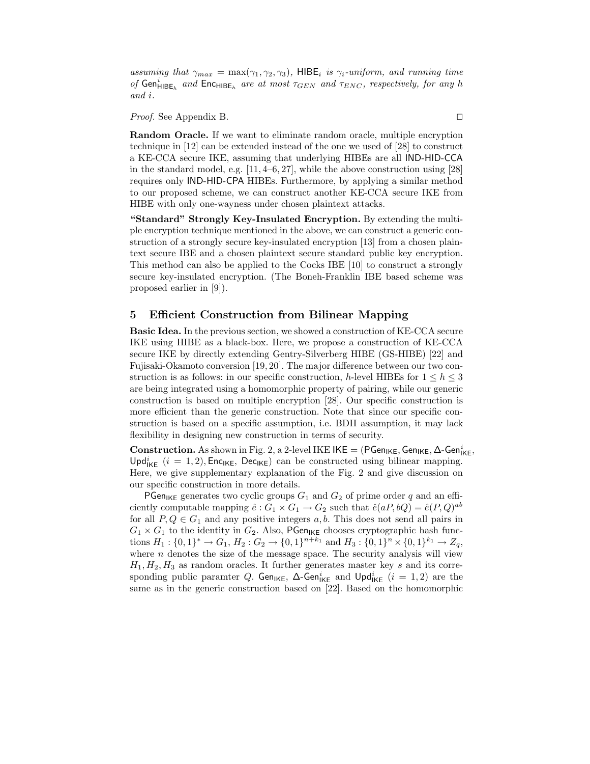*assuming that $\gamma_{max} = \max(\gamma_1, \gamma_2, \gamma_3)$, $\mathsf{HIBE}_i$ is $\gamma_i$-uniform, and running time of $\mathsf{Gen}^i_{\mathsf{HIBE}_h}$ and $\mathsf{Enc}_{\mathsf{HIBE}_h}$ are at most $\tau_{GEN}$ and $\tau_{ENC}$, respectively, for any $h$ and $i$.*

*Proof.* See Appendix B. □

**Random Oracle.** If we want to eliminate random oracle, multiple encryption technique in [12] can be extended instead of the one we used of [28] to construct a KE-CCA secure IKE, assuming that underlying HIBEs are all IND-HID-CCA in the standard model, e.g. [11, 4–6, 27], while the above construction using [28] requires only IND-HID-CPA HIBEs. Furthermore, by applying a similar method to our proposed scheme, we can construct another KE-CCA secure IKE from HIBE with only one-wayness under chosen plaintext attacks.

**"Standard" Strongly Key-Insulated Encryption.** By extending the multiple encryption technique mentioned in the above, we can construct a generic construction of a strongly secure key-insulated encryption [13] from a chosen plaintext secure IBE and a chosen plaintext secure standard public key encryption. This method can also be applied to the Cocks IBE [10] to construct a strongly secure key-insulated encryption. (The Boneh-Franklin IBE based scheme was proposed earlier in [9]).

## 5 Efficient Construction from Bilinear Mapping

**Basic Idea.** In the previous section, we showed a construction of KE-CCA secure IKE using HIBE as a black-box. Here, we propose a construction of KE-CCA secure IKE by directly extending Gentry-Silverberg HIBE (GS-HIBE) [22] and Fujisaki-Okamoto conversion [19, 20]. The major difference between our two construction is as follows: in our specific construction, $h$-level HIBEs for $1 \leq h \leq 3$ are being integrated using a homomorphic property of pairing, while our generic construction is based on multiple encryption [28]. Our specific construction is more efficient than the generic construction. Note that since our specific construction is based on a specific assumption, i.e. BDH assumption, it may lack flexibility in designing new construction in terms of security.

**Construction.** As shown in Fig. 2, a 2-level IKE $\mathsf{IKE} = (\mathsf{PGen}_{\mathsf{IKE}}, \mathsf{Gen}_{\mathsf{IKE}}, \Delta\text{-}\mathsf{Gen}^i_{\mathsf{IKE}}, \mathsf{Upd}^i_{\mathsf{IKE}}\ (i = 1, 2), \mathsf{Enc}_{\mathsf{IKE}}, \mathsf{Dec}_{\mathsf{IKE}})$ can be constructed using bilinear mapping. Here, we give supplementary explanation of the Fig. 2 and give discussion on our specific construction in more details.

$\mathsf{PGen}_{\mathsf{IKE}}$ generates two cyclic groups $G_1$ and $G_2$ of prime order $q$ and an efficiently computable mapping $\hat{e} : G_1 \times G_1 \to G_2$ such that $\hat{e}(aP, bQ) = \hat{e}(P, Q)^{ab}$ for all $P, Q \in G_1$ and any positive integers $a, b$. This does not send all pairs in $G_1 \times G_1$ to the identity in $G_2$. Also, $\mathsf{PGen}_{\mathsf{IKE}}$ chooses cryptographic hash functions $H_1 : \{0, 1\}^* \to G_1$, $H_2 : G_2 \to \{0, 1\}^{n+k_1}$ and $H_3 : \{0, 1\}^n \times \{0, 1\}^{k_1} \to Z_q$, where $n$ denotes the size of the message space. The security analysis will view $H_1, H_2, H_3$ as random oracles. It further generates master key $s$ and its corresponding public paramter $Q$. $\mathsf{Gen}_{\mathsf{IKE}}$, $\Delta\text{-}\mathsf{Gen}^i_{\mathsf{IKE}}$ and $\mathsf{Upd}^i_{\mathsf{IKE}}$ $(i = 1, 2)$ are the same as in the generic construction based on [22]. Based on the homomorphic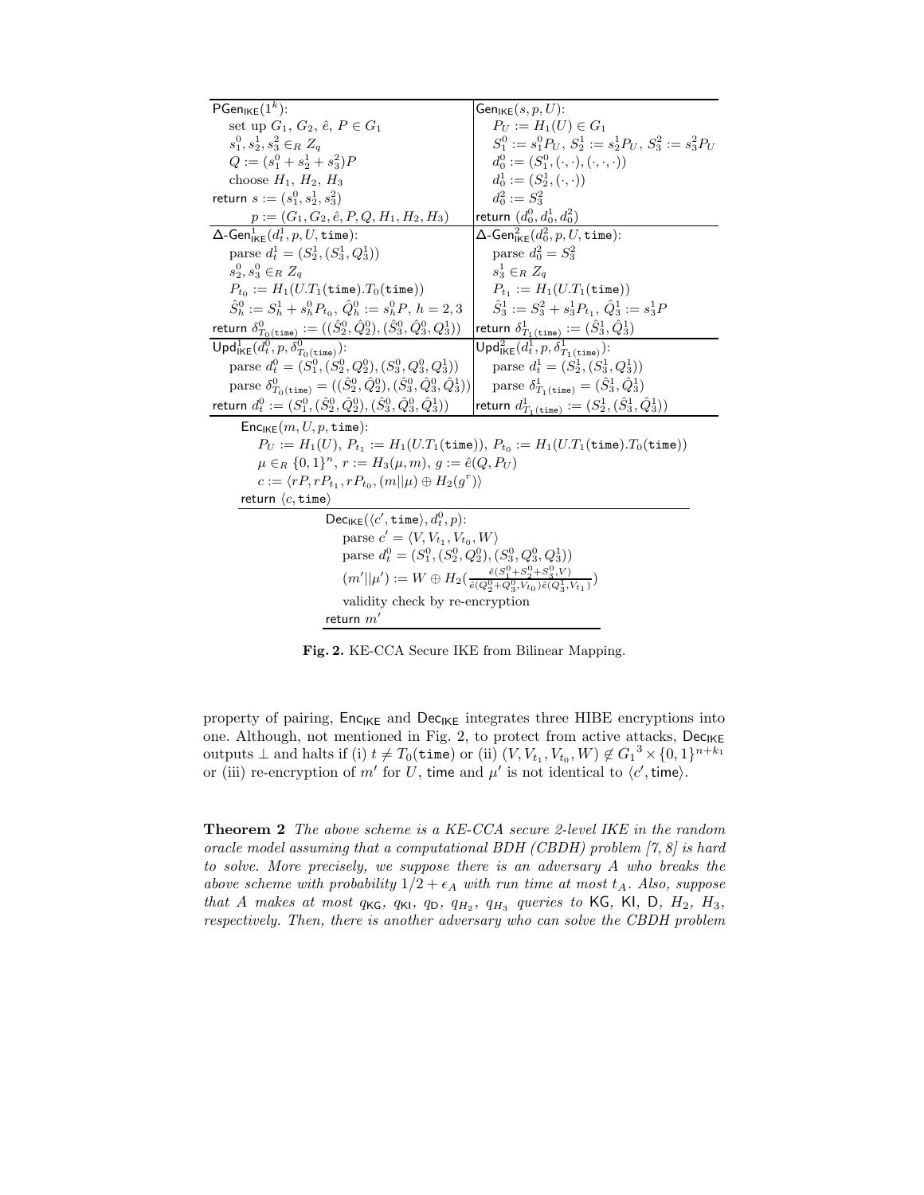| $\mathsf{PGen}_{\mathsf{IKE}}(1^k)$: | $\mathsf{Gen}_{\mathsf{IKE}}(s, p, U)$: |
|---|---|
| set up $G_1$, $G_2$, $\hat{e}$, $P \in G_1$ | $P_U := H_1(U) \in G_1$ |
| $s_1^0, s_2^1, s_3^2 \in_R Z_q$ | $S_1^0 := s_1^0 P_U$, $S_2^1 := s_2^1 P_U$, $S_3^2 := s_3^2 P_U$ |
| $Q := (s_1^0 + s_2^1 + s_3^2)P$ | $d_0^0 := (S_1^0, (\cdot,\cdot), (\cdot,\cdot,\cdot))$ |
| choose $H_1$, $H_2$, $H_3$ | $d_0^1 := (S_2^1, (\cdot,\cdot))$ |
| return $s := (s_1^0, s_2^1, s_3^2)$ | $d_0^2 := S_3^2$ |
| $p := (G_1, G_2, \hat{e}, P, Q, H_1, H_2, H_3)$ | return $(d_0^0, d_0^1, d_0^2)$ |
| $\Delta\text{-}\mathsf{Gen}^1_{\mathsf{IKE}}(d_t^1, p, U, \mathtt{time})$: | $\Delta\text{-}\mathsf{Gen}^2_{\mathsf{IKE}}(d_0^2, p, U, \mathtt{time})$: |
| parse $d_t^1 = (S_2^1, (S_3^1, Q_3^1))$ | parse $d_0^2 = S_3^2$ |
| $s_2^0, s_3^0 \in_R Z_q$ | $s_3^1 \in_R Z_q$ |
| $P_{t_0} := H_1(U.T_1(\mathtt{time}).T_0(\mathtt{time}))$ | $P_{t_1} := H_1(U.T_1(\mathtt{time}))$ |
| $\hat{S}_h^0 := S_h^1 + s_h^0 P_{t_0}$, $\hat{Q}_h^0 := s_h^0 P$, $h = 2, 3$ | $\hat{S}_3^1 := S_3^2 + s_3^1 P_{t_1}$, $\hat{Q}_3^1 := s_3^1 P$ |
| return $\delta^0_{T_0(\mathtt{time})} := ((\hat{S}_2^0, \hat{Q}_2^0), (\hat{S}_3^0, \hat{Q}_3^0, Q_3^1))$ | return $\delta^1_{T_1(\mathtt{time})} := (\hat{S}_3^1, \hat{Q}_3^1)$ |
| $\mathsf{Upd}^1_{\mathsf{IKE}}(d_t^0, p, \delta^0_{T_0(\mathtt{time})})$: | $\mathsf{Upd}^2_{\mathsf{IKE}}(d_t^1, p, \delta^1_{T_1(\mathtt{time})})$: |
| parse $d_t^0 = (S_1^0, (S_2^0, Q_2^0), (S_3^0, Q_3^0, Q_3^1))$ | parse $d_t^1 = (S_2^1, (S_3^1, Q_3^1))$ |
| parse $\delta^0_{T_0(\mathtt{time})} = ((\hat{S}_2^0, \hat{Q}_2^0), (\hat{S}_3^0, \hat{Q}_3^0, \hat{Q}_3^1))$ | parse $\delta^1_{T_1(\mathtt{time})} = (\hat{S}_3^1, \hat{Q}_3^1)$ |
| return $d_t^0 := (S_1^0, (\hat{S}_2^0, \hat{Q}_2^0), (\hat{S}_3^0, \hat{Q}_3^0, \hat{Q}_3^1))$ | return $d^1_{T_1(\mathtt{time})} := (S_2^1, (\hat{S}_3^1, \hat{Q}_3^1))$ |

$\mathsf{Enc}_{\mathsf{IKE}}(m, U, p, \mathtt{time})$:
- $P_U := H_1(U)$, $P_{t_1} := H_1(U.T_1(\mathtt{time}))$, $P_{t_0} := H_1(U.T_1(\mathtt{time}).T_0(\mathtt{time}))$
- $\mu \in_R \{0,1\}^n$, $r := H_3(\mu, m)$, $g := \hat{e}(Q, P_U)$
- $c := \langle rP, rP_{t_1}, rP_{t_0}, (m \| \mu) \oplus H_2(g^r) \rangle$
- return $\langle c, \mathtt{time} \rangle$

$\mathsf{Dec}_{\mathsf{IKE}}(\langle c', \mathtt{time} \rangle, d_t^0, p)$:
- parse $c' = \langle V, V_{t_1}, V_{t_0}, W \rangle$
- parse $d_t^0 = (S_1^0, (S_2^0, Q_2^0), (S_3^0, Q_3^0, Q_3^1))$
- $(m' \| \mu') := W \oplus H_2\left(\frac{\hat{e}(S_1^0 + S_2^0 + S_3^0, V)}{\hat{e}(Q_2^0 + Q_3^0, V_{t_0})\hat{e}(Q_3^1, V_{t_1})}\right)$
- validity check by re-encryption
- return $m'$

**Fig. 2.** KE-CCA Secure IKE from Bilinear Mapping.

property of pairing, $\mathsf{Enc}_{\mathsf{IKE}}$ and $\mathsf{Dec}_{\mathsf{IKE}}$ integrates three HIBE encryptions into one. Although, not mentioned in Fig. 2, to protect from active attacks, $\mathsf{Dec}_{\mathsf{IKE}}$ outputs $\perp$ and halts if (i) $t \neq T_0(\mathtt{time})$ or (ii) $(V, V_{t_1}, V_{t_0}, W) \notin {G_1}^3 \times \{0,1\}^{n+k_1}$ or (iii) re-encryption of $m'$ for $U$, time and $\mu'$ is not identical to $\langle c', \mathsf{time} \rangle$.

**Theorem 2** *The above scheme is a KE-CCA secure 2-level IKE in the random oracle model assuming that a computational BDH (CBDH) problem [7, 8] is hard to solve. More precisely, we suppose there is an adversary A who breaks the above scheme with probability $1/2 + \epsilon_A$ with run time at most $t_A$. Also, suppose that A makes at most $q_{\mathsf{KG}}$, $q_{\mathsf{KI}}$, $q_{\mathsf{D}}$, $q_{H_2}$, $q_{H_3}$ queries to* KG*,* KI*,* D*, $H_2$, $H_3$, respectively. Then, there is another adversary who can solve the CBDH problem*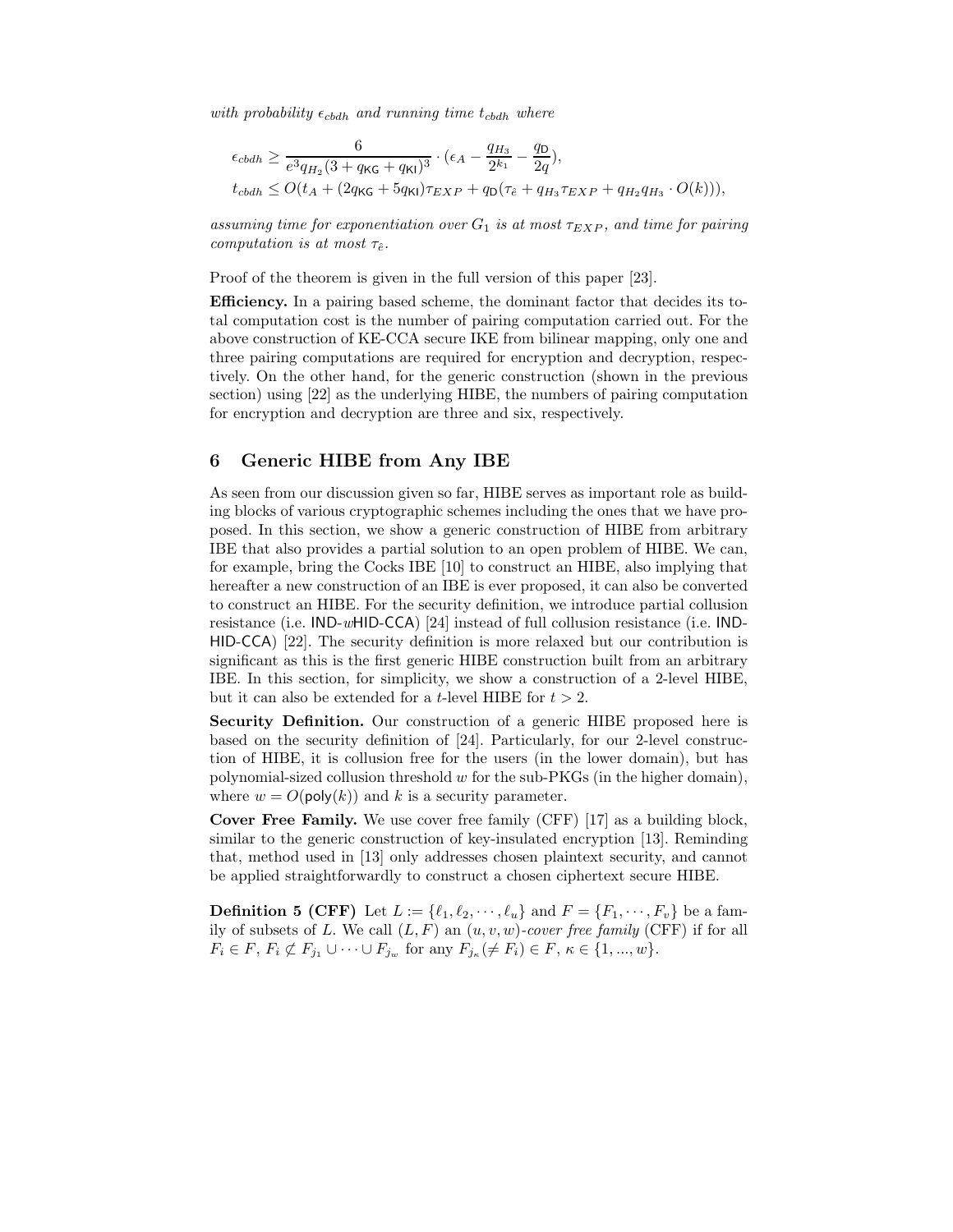*with probability* $\epsilon_{cbdh}$ *and running time* $t_{cbdh}$ *where*

$$\epsilon_{cbdh} \geq \frac{6}{e^3 q_{H_2}(3 + q_{\mathsf{KG}} + q_{\mathsf{KI}})^3} \cdot (\epsilon_A - \frac{q_{H_3}}{2^{k_1}} - \frac{q_{\mathsf{D}}}{2q}),$$
$$t_{cbdh} \leq O(t_A + (2q_{\mathsf{KG}} + 5q_{\mathsf{KI}})\tau_{EXP} + q_{\mathsf{D}}(\tau_{\hat{e}} + q_{H_3}\tau_{EXP} + q_{H_2}q_{H_3} \cdot O(k))),$$

*assuming time for exponentiation over* $G_1$ *is at most* $\tau_{EXP}$*, and time for pairing computation is at most* $\tau_{\hat{e}}$*.*

Proof of the theorem is given in the full version of this paper [23].

**Efficiency.** In a pairing based scheme, the dominant factor that decides its total computation cost is the number of pairing computation carried out. For the above construction of KE-CCA secure IKE from bilinear mapping, only one and three pairing computations are required for encryption and decryption, respectively. On the other hand, for the generic construction (shown in the previous section) using [22] as the underlying HIBE, the numbers of pairing computation for encryption and decryption are three and six, respectively.

## 6 Generic HIBE from Any IBE

As seen from our discussion given so far, HIBE serves as important role as building blocks of various cryptographic schemes including the ones that we have proposed. In this section, we show a generic construction of HIBE from arbitrary IBE that also provides a partial solution to an open problem of HIBE. We can, for example, bring the Cocks IBE [10] to construct an HIBE, also implying that hereafter a new construction of an IBE is ever proposed, it can also be converted to construct an HIBE. For the security definition, we introduce partial collusion resistance (i.e. IND-$w$HID-CCA) [24] instead of full collusion resistance (i.e. IND-HID-CCA) [22]. The security definition is more relaxed but our contribution is significant as this is the first generic HIBE construction built from an arbitrary IBE. In this section, for simplicity, we show a construction of a 2-level HIBE, but it can also be extended for a $t$-level HIBE for $t > 2$.

**Security Definition.** Our construction of a generic HIBE proposed here is based on the security definition of [24]. Particularly, for our 2-level construction of HIBE, it is collusion free for the users (in the lower domain), but has polynomial-sized collusion threshold $w$ for the sub-PKGs (in the higher domain), where $w = O(\mathsf{poly}(k))$ and $k$ is a security parameter.

**Cover Free Family.** We use cover free family (CFF) [17] as a building block, similar to the generic construction of key-insulated encryption [13]. Reminding that, method used in [13] only addresses chosen plaintext security, and cannot be applied straightforwardly to construct a chosen ciphertext secure HIBE.

**Definition 5 (CFF)** Let $L := \{\ell_1, \ell_2, \cdots, \ell_u\}$ and $F = \{F_1, \cdots, F_v\}$ be a family of subsets of $L$. We call $(L, F)$ an $(u, v, w)$-*cover free family* (CFF) if for all $F_i \in F$, $F_i \not\subseteq F_{j_1} \cup \cdots \cup F_{j_w}$ for any $F_{j_\kappa}(\neq F_i) \in F$, $\kappa \in \{1, ..., w\}$.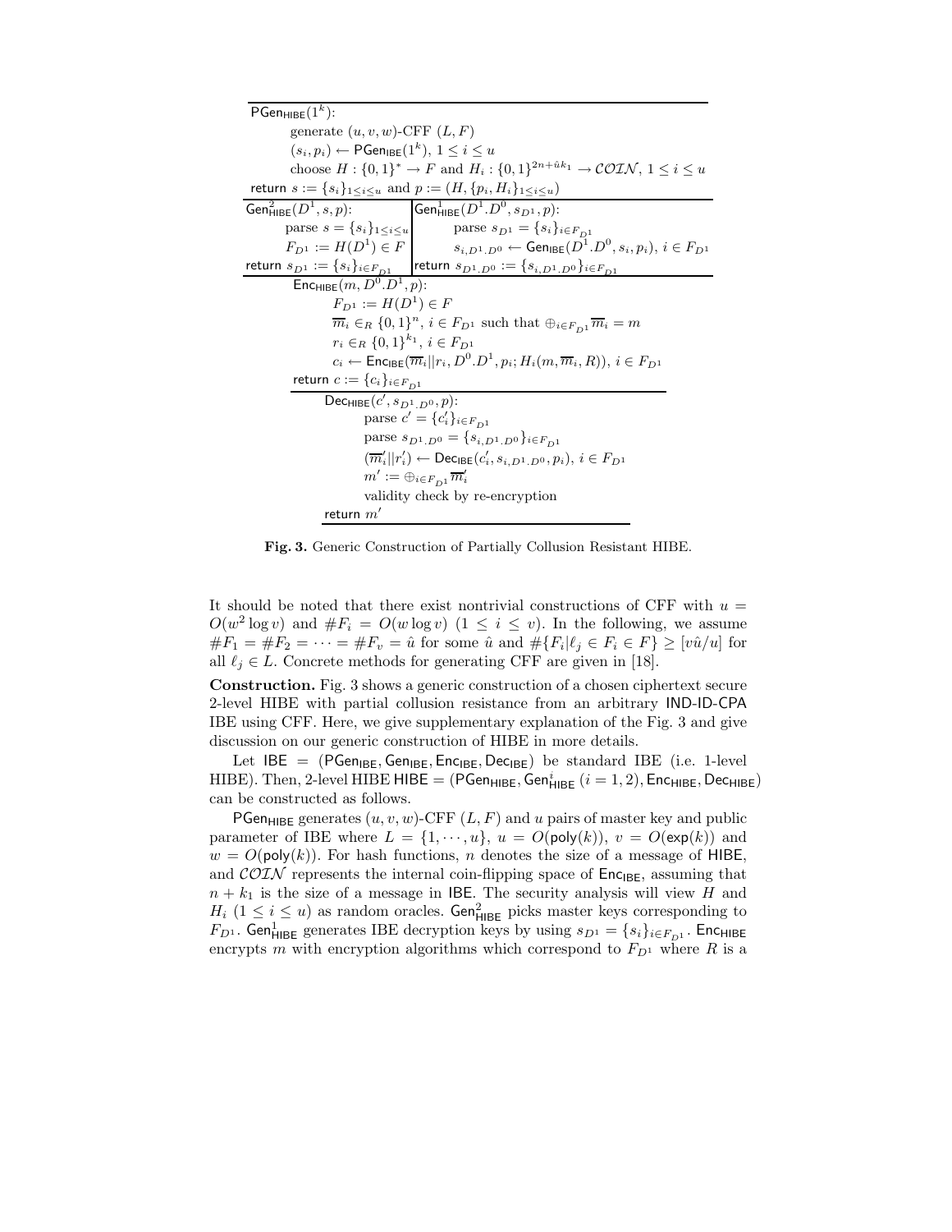$\mathsf{PGen}_{\mathsf{HIBE}}(1^k)$:

  generate $(u, v, w)$-CFF $(L, F)$
  $(s_i, p_i) \leftarrow \mathsf{PGen}_{\mathsf{IBE}}(1^k)$, $1 \leq i \leq u$
  choose $H : \{0,1\}^* \rightarrow F$ and $H_i : \{0,1\}^{2n+\hat{u}k_1} \rightarrow \mathcal{COIN}$, $1 \leq i \leq u$

return $s := \{s_i\}_{1 \leq i \leq u}$ and $p := (H, \{p_i, H_i\}_{1 \leq i \leq u})$

---

$\mathsf{Gen}^2_{\mathsf{HIBE}}(D^1, s, p)$:
  parse $s = \{s_i\}_{1 \leq i \leq u}$
  $F_{D^1} := H(D^1) \in F$
return $s_{D^1} := \{s_i\}_{i \in F_{D^1}}$

$\mathsf{Gen}^1_{\mathsf{HIBE}}(D^1.D^0, s_{D^1}, p)$:
  parse $s_{D^1} = \{s_i\}_{i \in F_{D^1}}$
  $s_{i,D^1.D^0} \leftarrow \mathsf{Gen}_{\mathsf{IBE}}(D^1.D^0, s_i, p_i)$, $i \in F_{D^1}$
return $s_{D^1.D^0} := \{s_{i,D^1.D^0}\}_{i \in F_{D^1}}$

---

$\mathsf{Enc}_{\mathsf{HIBE}}(m, D^0.D^1, p)$:
  $F_{D^1} := H(D^1) \in F$
  $\overline{m}_i \in_R \{0,1\}^n$, $i \in F_{D^1}$ such that $\oplus_{i \in F_{D^1}} \overline{m}_i = m$
  $r_i \in_R \{0,1\}^{k_1}$, $i \in F_{D^1}$
  $c_i \leftarrow \mathsf{Enc}_{\mathsf{IBE}}(\overline{m}_i || r_i, D^0.D^1, p_i; H_i(m, \overline{m}_i, R))$, $i \in F_{D^1}$
return $c := \{c_i\}_{i \in F_{D^1}}$

---

$\mathsf{Dec}_{\mathsf{HIBE}}(c', s_{D^1.D^0}, p)$:
  parse $c' = \{c'_i\}_{i \in F_{D^1}}$
  parse $s_{D^1.D^0} = \{s_{i,D^1.D^0}\}_{i \in F_{D^1}}$
  $(\overline{m}'_i || r'_i) \leftarrow \mathsf{Dec}_{\mathsf{IBE}}(c'_i, s_{i,D^1.D^0}, p_i)$, $i \in F_{D^1}$
  $m' := \oplus_{i \in F_{D^1}} \overline{m}'_i$
  validity check by re-encryption
return $m'$

**Fig. 3.** Generic Construction of Partially Collusion Resistant HIBE.

It should be noted that there exist nontrivial constructions of CFF with $u = O(w^2 \log v)$ and $\#F_i = O(w \log v)$ $(1 \leq i \leq v)$. In the following, we assume $\#F_1 = \#F_2 = \cdots = \#F_v = \hat{u}$ for some $\hat{u}$ and $\#\{F_i | \ell_j \in F_i \in F\} \geq [v\hat{u}/u]$ for all $\ell_j \in L$. Concrete methods for generating CFF are given in [18].

**Construction.** Fig. 3 shows a generic construction of a chosen ciphertext secure 2-level HIBE with partial collusion resistance from an arbitrary IND-ID-CPA IBE using CFF. Here, we give supplementary explanation of the Fig. 3 and give discussion on our generic construction of HIBE in more details.

Let $\mathsf{IBE} = (\mathsf{PGen}_{\mathsf{IBE}}, \mathsf{Gen}_{\mathsf{IBE}}, \mathsf{Enc}_{\mathsf{IBE}}, \mathsf{Dec}_{\mathsf{IBE}})$ be standard IBE (i.e. 1-level HIBE). Then, 2-level HIBE $\mathsf{HIBE} = (\mathsf{PGen}_{\mathsf{HIBE}}, \mathsf{Gen}^i_{\mathsf{HIBE}}\ (i = 1, 2), \mathsf{Enc}_{\mathsf{HIBE}}, \mathsf{Dec}_{\mathsf{HIBE}})$ can be constructed as follows.

$\mathsf{PGen}_{\mathsf{HIBE}}$ generates $(u, v, w)$-CFF $(L, F)$ and $u$ pairs of master key and public parameter of IBE where $L = \{1, \cdots, u\}$, $u = O(\mathsf{poly}(k))$, $v = O(\exp(k))$ and $w = O(\mathsf{poly}(k))$. For hash functions, $n$ denotes the size of a message of HIBE, and $\mathcal{COIN}$ represents the internal coin-flipping space of $\mathsf{Enc}_{\mathsf{IBE}}$, assuming that $n + k_1$ is the size of a message in IBE. The security analysis will view $H$ and $H_i$ $(1 \leq i \leq u)$ as random oracles. $\mathsf{Gen}^2_{\mathsf{HIBE}}$ picks master keys corresponding to $F_{D^1}$. $\mathsf{Gen}^1_{\mathsf{HIBE}}$ generates IBE decryption keys by using $s_{D^1} = \{s_i\}_{i \in F_{D^1}}$. $\mathsf{Enc}_{\mathsf{HIBE}}$ encrypts $m$ with encryption algorithms which correspond to $F_{D^1}$ where $R$ is a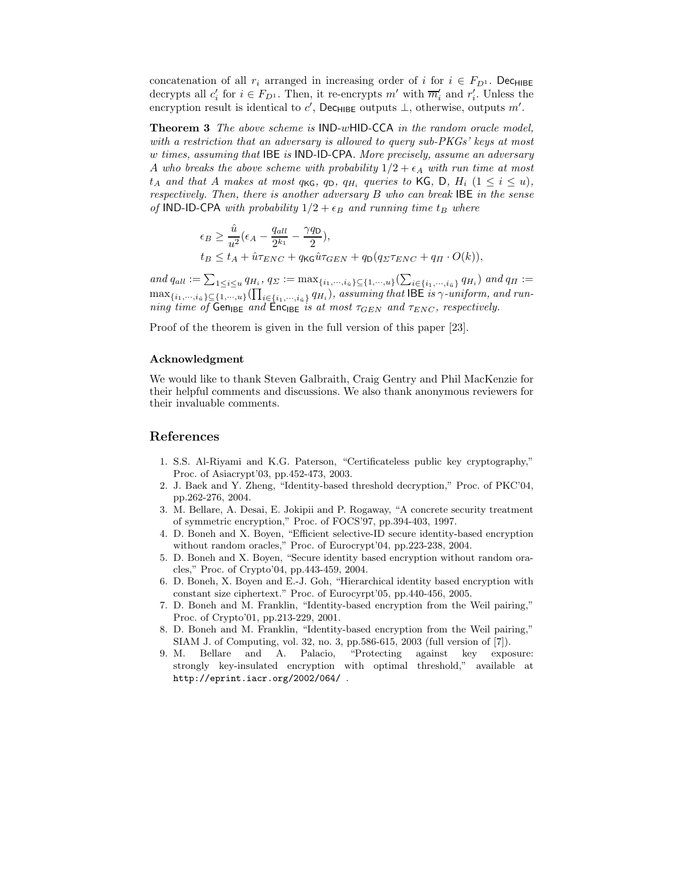concatenation of all $r_i$ arranged in increasing order of $i$ for $i \in F_{D^1}$. $\mathsf{Dec}_{\mathsf{HIBE}}$ decrypts all $c'_i$ for $i \in F_{D^1}$. Then, it re-encrypts $m'$ with $\overline{m}'_i$ and $r'_i$. Unless the encryption result is identical to $c'$, $\mathsf{Dec}_{\mathsf{HIBE}}$ outputs $\perp$, otherwise, outputs $m'$.

**Theorem 3** *The above scheme is* IND-$w$HID-CCA *in the random oracle model, with a restriction that an adversary is allowed to query sub-PKGs' keys at most $w$ times, assuming that* IBE *is* IND-ID-CPA. *More precisely, assume an adversary $A$ who breaks the above scheme with probability $1/2 + \epsilon_A$ with run time at most $t_A$ and that $A$ makes at most $q_{\mathsf{KG}}$, $q_{\mathsf{D}}$, $q_{H_i}$ queries to* KG, D, $H_i$ $(1 \le i \le u)$, *respectively. Then, there is another adversary $B$ who can break* IBE *in the sense of* IND-ID-CPA *with probability $1/2 + \epsilon_B$ and running time $t_B$ where*

$$\epsilon_B \ge \frac{\hat{u}}{u^2}(\epsilon_A - \frac{q_{all}}{2^{k_1}} - \frac{\gamma q_{\mathsf{D}}}{2}),$$
$$t_B \le t_A + \hat{u}\tau_{ENC} + q_{\mathsf{KG}}\hat{u}\tau_{GEN} + q_{\mathsf{D}}(q_\Sigma \tau_{ENC} + q_\Pi \cdot O(k)),$$

*and* $q_{all} := \sum_{1 \le i \le u} q_{H_i}$, $q_\Sigma := \max_{\{i_1,\cdots,i_{\hat{u}}\} \subseteq \{1,\cdots,u\}}(\sum_{i \in \{i_1,\cdots,i_{\hat{u}}\}} q_{H_i})$ *and* $q_\Pi := \max_{\{i_1,\cdots,i_{\hat{u}}\} \subseteq \{1,\cdots,u\}}(\prod_{i \in \{i_1,\cdots,i_{\hat{u}}\}} q_{H_i})$, *assuming that* IBE *is $\gamma$-uniform, and running time of* $\mathsf{Gen}_{\mathsf{IBE}}$ *and* $\mathsf{Enc}_{\mathsf{IBE}}$ *is at most $\tau_{GEN}$ and $\tau_{ENC}$, respectively.*

Proof of the theorem is given in the full version of this paper [23].

### Acknowledgment

We would like to thank Steven Galbraith, Craig Gentry and Phil MacKenzie for their helpful comments and discussions. We also thank anonymous reviewers for their invaluable comments.

## References

1. S.S. Al-Riyami and K.G. Paterson, "Certificateless public key cryptography," Proc. of Asiacrypt'03, pp.452-473, 2003.
2. J. Baek and Y. Zheng, "Identity-based threshold decryption," Proc. of PKC'04, pp.262-276, 2004.
3. M. Bellare, A. Desai, E. Jokipii and P. Rogaway, "A concrete security treatment of symmetric encryption," Proc. of FOCS'97, pp.394-403, 1997.
4. D. Boneh and X. Boyen, "Efficient selective-ID secure identity-based encryption without random oracles," Proc. of Eurocrypt'04, pp.223-238, 2004.
5. D. Boneh and X. Boyen, "Secure identity based encryption without random oracles," Proc. of Crypto'04, pp.443-459, 2004.
6. D. Boneh, X. Boyen and E.-J. Goh, "Hierarchical identity based encryption with constant size ciphertext." Proc. of Eurocyrpt'05, pp.440-456, 2005.
7. D. Boneh and M. Franklin, "Identity-based encryption from the Weil pairing," Proc. of Crypto'01, pp.213-229, 2001.
8. D. Boneh and M. Franklin, "Identity-based encryption from the Weil pairing," SIAM J. of Computing, vol. 32, no. 3, pp.586-615, 2003 (full version of [7]).
9. M. Bellare and A. Palacio, "Protecting against key exposure: strongly key-insulated encryption with optimal threshold," available at `http://eprint.iacr.org/2002/064/` .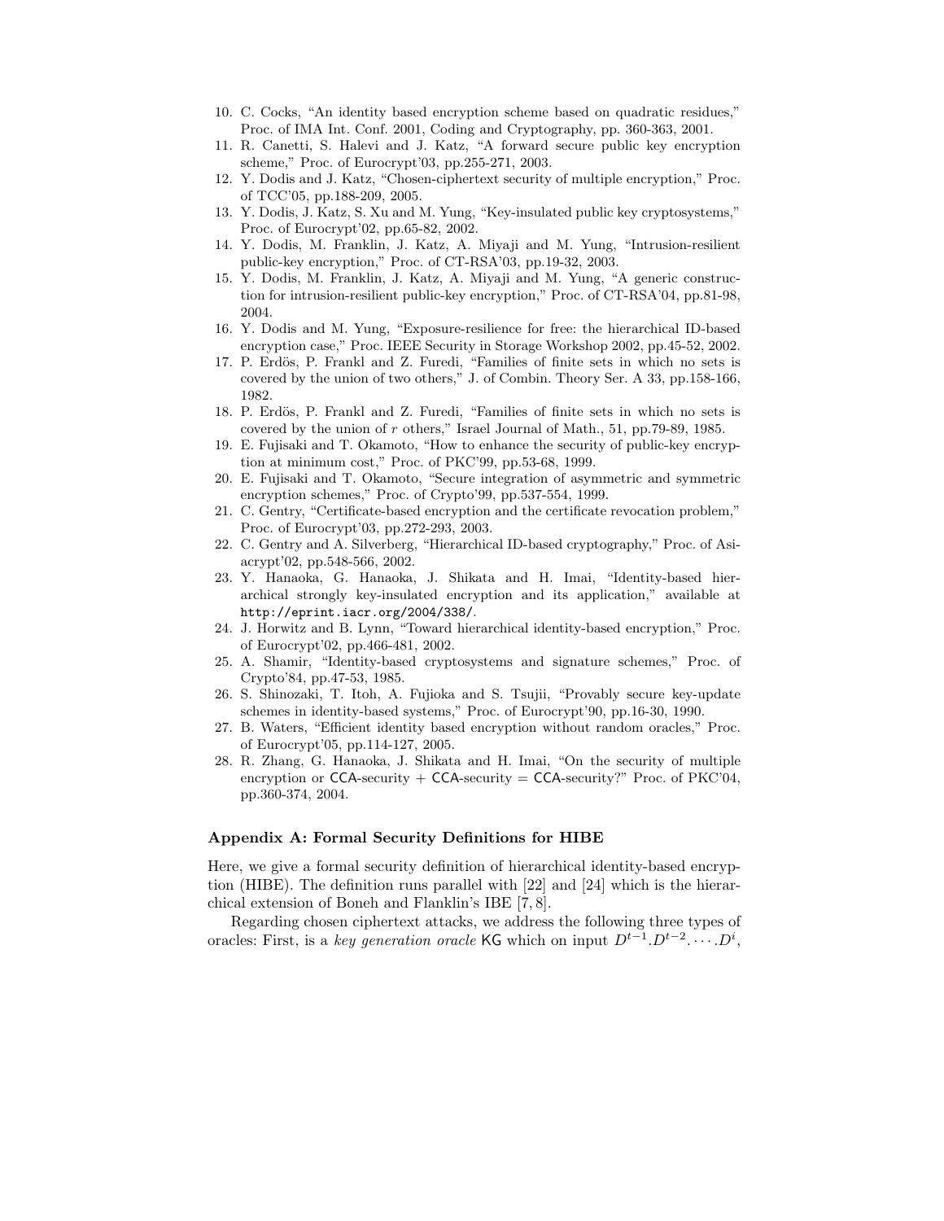10. C. Cocks, "An identity based encryption scheme based on quadratic residues," Proc. of IMA Int. Conf. 2001, Coding and Cryptography, pp. 360-363, 2001.
11. R. Canetti, S. Halevi and J. Katz, "A forward secure public key encryption scheme," Proc. of Eurocrypt'03, pp.255-271, 2003.
12. Y. Dodis and J. Katz, "Chosen-ciphertext security of multiple encryption," Proc. of TCC'05, pp.188-209, 2005.
13. Y. Dodis, J. Katz, S. Xu and M. Yung, "Key-insulated public key cryptosystems," Proc. of Eurocrypt'02, pp.65-82, 2002.
14. Y. Dodis, M. Franklin, J. Katz, A. Miyaji and M. Yung, "Intrusion-resilient public-key encryption," Proc. of CT-RSA'03, pp.19-32, 2003.
15. Y. Dodis, M. Franklin, J. Katz, A. Miyaji and M. Yung, "A generic construction for intrusion-resilient public-key encryption," Proc. of CT-RSA'04, pp.81-98, 2004.
16. Y. Dodis and M. Yung, "Exposure-resilience for free: the hierarchical ID-based encryption case," Proc. IEEE Security in Storage Workshop 2002, pp.45-52, 2002.
17. P. Erdös, P. Frankl and Z. Furedi, "Families of finite sets in which no sets is covered by the union of two others," J. of Combin. Theory Ser. A 33, pp.158-166, 1982.
18. P. Erdös, P. Frankl and Z. Furedi, "Families of finite sets in which no sets is covered by the union of $r$ others," Israel Journal of Math., 51, pp.79-89, 1985.
19. E. Fujisaki and T. Okamoto, "How to enhance the security of public-key encryption at minimum cost," Proc. of PKC'99, pp.53-68, 1999.
20. E. Fujisaki and T. Okamoto, "Secure integration of asymmetric and symmetric encryption schemes," Proc. of Crypto'99, pp.537-554, 1999.
21. C. Gentry, "Certificate-based encryption and the certificate revocation problem," Proc. of Eurocrypt'03, pp.272-293, 2003.
22. C. Gentry and A. Silverberg, "Hierarchical ID-based cryptography," Proc. of Asiacrypt'02, pp.548-566, 2002.
23. Y. Hanaoka, G. Hanaoka, J. Shikata and H. Imai, "Identity-based hierarchical strongly key-insulated encryption and its application," available at http://eprint.iacr.org/2004/338/.
24. J. Horwitz and B. Lynn, "Toward hierarchical identity-based encryption," Proc. of Eurocrypt'02, pp.466-481, 2002.
25. A. Shamir, "Identity-based cryptosystems and signature schemes," Proc. of Crypto'84, pp.47-53, 1985.
26. S. Shinozaki, T. Itoh, A. Fujioka and S. Tsujii, "Provably secure key-update schemes in identity-based systems," Proc. of Eurocrypt'90, pp.16-30, 1990.
27. B. Waters, "Efficient identity based encryption without random oracles," Proc. of Eurocrypt'05, pp.114-127, 2005.
28. R. Zhang, G. Hanaoka, J. Shikata and H. Imai, "On the security of multiple encryption or CCA-security + CCA-security = CCA-security?" Proc. of PKC'04, pp.360-374, 2004.

### Appendix A: Formal Security Definitions for HIBE

Here, we give a formal security definition of hierarchical identity-based encryption (HIBE). The definition runs parallel with [22] and [24] which is the hierarchical extension of Boneh and Flanklin's IBE [7, 8].

Regarding chosen ciphertext attacks, we address the following three types of oracles: First, is a *key generation oracle* $\mathsf{KG}$ which on input $D^{t-1}.D^{t-2}.\cdots.D^{i}$,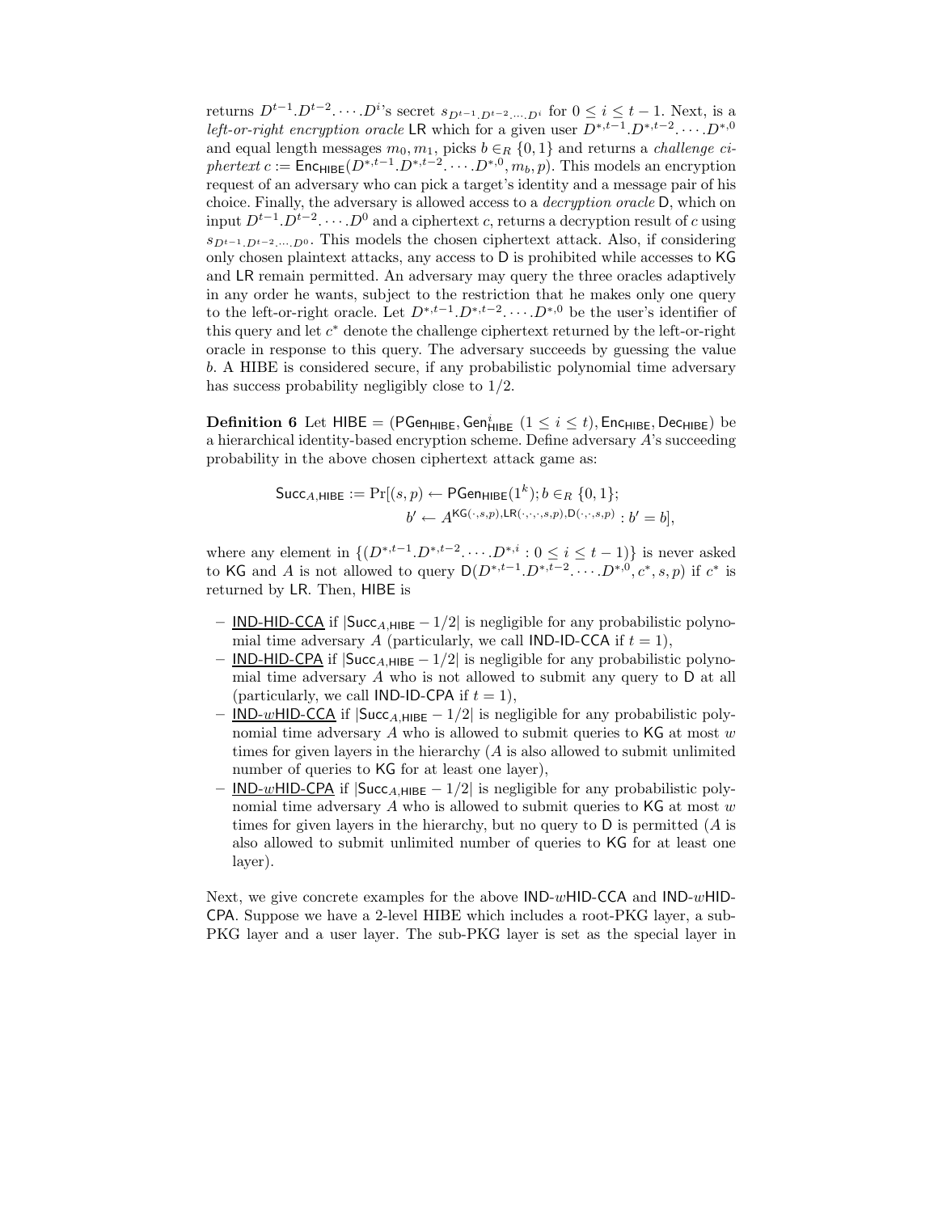returns $D^{t-1}.D^{t-2}.\cdots.D^{i}$'s secret $s_{D^{t-1}.D^{t-2},\cdots,D^{i}}$ for $0 \leq i \leq t-1$. Next, is a *left-or-right encryption oracle* $\mathsf{LR}$ which for a given user $D^{*,t-1}.D^{*,t-2}.\cdots.D^{*,0}$ and equal length messages $m_0, m_1$, picks $b \in_R \{0,1\}$ and returns a *challenge ciphertext* $c := \mathsf{Enc}_{\mathsf{HIBE}}(D^{*,t-1}.D^{*,t-2}.\cdots.D^{*,0}, m_b, p)$. This models an encryption request of an adversary who can pick a target's identity and a message pair of his choice. Finally, the adversary is allowed access to a *decryption oracle* $\mathsf{D}$, which on input $D^{t-1}.D^{t-2}.\cdots.D^{0}$ and a ciphertext $c$, returns a decryption result of $c$ using $s_{D^{t-1}.D^{t-2},\cdots,D^{0}}$. This models the chosen ciphertext attack. Also, if considering only chosen plaintext attacks, any access to $\mathsf{D}$ is prohibited while accesses to $\mathsf{KG}$ and $\mathsf{LR}$ remain permitted. An adversary may query the three oracles adaptively in any order he wants, subject to the restriction that he makes only one query to the left-or-right oracle. Let $D^{*,t-1}.D^{*,t-2}.\cdots.D^{*,0}$ be the user's identifier of this query and let $c^*$ denote the challenge ciphertext returned by the left-or-right oracle in response to this query. The adversary succeeds by guessing the value $b$. A HIBE is considered secure, if any probabilistic polynomial time adversary has success probability negligibly close to 1/2.

**Definition 6** Let $\mathsf{HIBE} = (\mathsf{PGen}_{\mathsf{HIBE}}, \mathsf{Gen}^{i}_{\mathsf{HIBE}}\ (1 \leq i \leq t), \mathsf{Enc}_{\mathsf{HIBE}}, \mathsf{Dec}_{\mathsf{HIBE}})$ be a hierarchical identity-based encryption scheme. Define adversary $A$'s succeeding probability in the above chosen ciphertext attack game as:

$$\begin{aligned}\mathsf{Succ}_{A,\mathsf{HIBE}} := \Pr[&(s,p) \leftarrow \mathsf{PGen}_{\mathsf{HIBE}}(1^k); b \in_R \{0,1\};\\ &b' \leftarrow A^{\mathsf{KG}(\cdot,s,p),\mathsf{LR}(\cdot,\cdot,\cdot,s,p),\mathsf{D}(\cdot,\cdot,s,p)} : b' = b],\end{aligned}$$

where any element in $\{(D^{*,t-1}.D^{*,t-2}.\cdots.D^{*,i} : 0 \leq i \leq t-1)\}$ is never asked to $\mathsf{KG}$ and $A$ is not allowed to query $\mathsf{D}(D^{*,t-1}.D^{*,t-2}.\cdots.D^{*,0}, c^*, s, p)$ if $c^*$ is returned by $\mathsf{LR}$. Then, $\mathsf{HIBE}$ is

- <u>IND-HID-CCA</u> if $|\mathsf{Succ}_{A,\mathsf{HIBE}} - 1/2|$ is negligible for any probabilistic polynomial time adversary $A$ (particularly, we call IND-ID-CCA if $t = 1$),
- <u>IND-HID-CPA</u> if $|\mathsf{Succ}_{A,\mathsf{HIBE}} - 1/2|$ is negligible for any probabilistic polynomial time adversary $A$ who is not allowed to submit any query to $\mathsf{D}$ at all (particularly, we call IND-ID-CPA if $t = 1$),
- <u>IND-$w$HID-CCA</u> if $|\mathsf{Succ}_{A,\mathsf{HIBE}} - 1/2|$ is negligible for any probabilistic polynomial time adversary $A$ who is allowed to submit queries to $\mathsf{KG}$ at most $w$ times for given layers in the hierarchy ($A$ is also allowed to submit unlimited number of queries to $\mathsf{KG}$ for at least one layer),
- <u>IND-$w$HID-CPA</u> if $|\mathsf{Succ}_{A,\mathsf{HIBE}} - 1/2|$ is negligible for any probabilistic polynomial time adversary $A$ who is allowed to submit queries to $\mathsf{KG}$ at most $w$ times for given layers in the hierarchy, but no query to $\mathsf{D}$ is permitted ($A$ is also allowed to submit unlimited number of queries to $\mathsf{KG}$ for at least one layer).

Next, we give concrete examples for the above IND-$w$HID-CCA and IND-$w$HID-CPA. Suppose we have a 2-level HIBE which includes a root-PKG layer, a sub-PKG layer and a user layer. The sub-PKG layer is set as the special layer in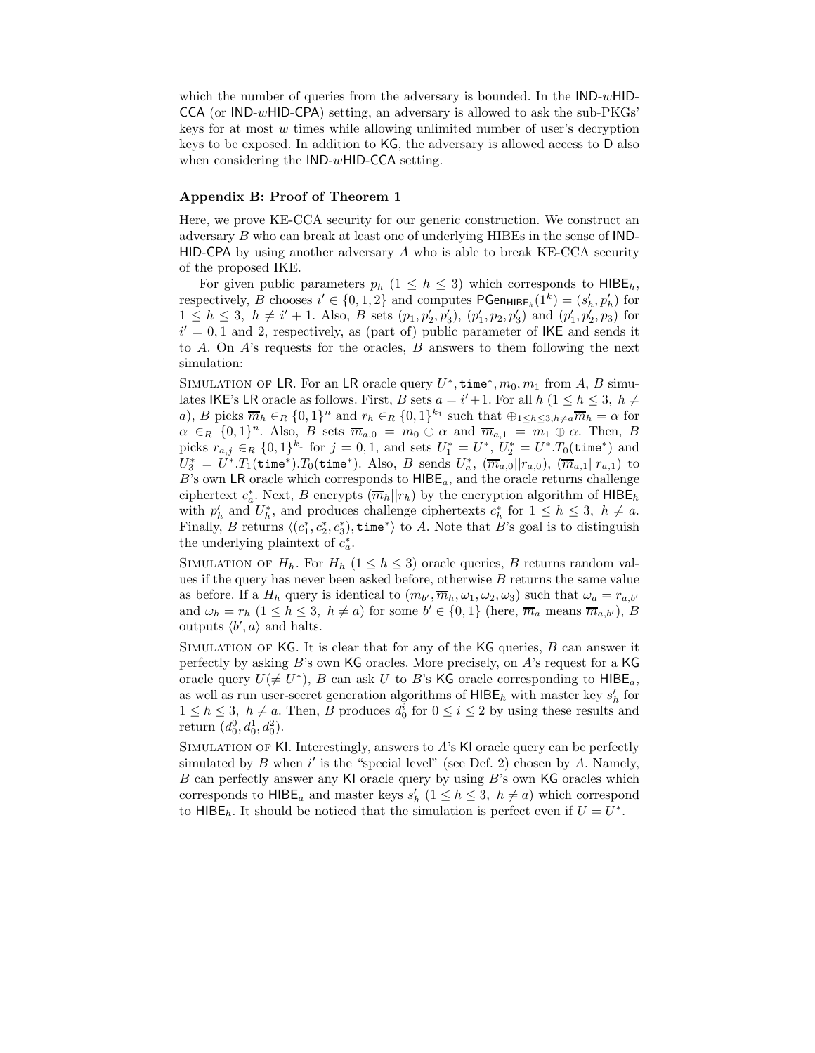which the number of queries from the adversary is bounded. In the IND-$w$HID-CCA (or IND-$w$HID-CPA) setting, an adversary is allowed to ask the sub-PKGs' keys for at most $w$ times while allowing unlimited number of user's decryption keys to be exposed. In addition to KG, the adversary is allowed access to D also when considering the IND-$w$HID-CCA setting.

### Appendix B: Proof of Theorem 1

Here, we prove KE-CCA security for our generic construction. We construct an adversary $B$ who can break at least one of underlying HIBEs in the sense of IND-HID-CPA by using another adversary $A$ who is able to break KE-CCA security of the proposed IKE.

For given public parameters $p_h$ ($1 \leq h \leq 3$) which corresponds to $\mathsf{HIBE}_h$, respectively, $B$ chooses $i' \in \{0,1,2\}$ and computes $\mathsf{PGen}_{\mathsf{HIBE}_h}(1^k) = (s'_h, p'_h)$ for $1 \leq h \leq 3$, $h \neq i'+1$. Also, $B$ sets $(p_1, p'_2, p'_3)$, $(p'_1, p_2, p'_3)$ and $(p'_1, p'_2, p_3)$ for $i' = 0, 1$ and 2, respectively, as (part of) public parameter of IKE and sends it to $A$. On $A$'s requests for the oracles, $B$ answers to them following the next simulation:

Simulation of LR. For an LR oracle query $U^*, \mathtt{time}^*, m_0, m_1$ from $A$, $B$ simulates IKE's LR oracle as follows. First, $B$ sets $a = i'+1$. For all $h$ ($1 \leq h \leq 3$, $h \neq a$), $B$ picks $\overline{m}_h \in_R \{0,1\}^n$ and $r_h \in_R \{0,1\}^{k_1}$ such that $\oplus_{1 \leq h \leq 3, h \neq a} \overline{m}_h = \alpha$ for $\alpha \in_R \{0,1\}^n$. Also, $B$ sets $\overline{m}_{a,0} = m_0 \oplus \alpha$ and $\overline{m}_{a,1} = m_1 \oplus \alpha$. Then, $B$ picks $r_{a,j} \in_R \{0,1\}^{k_1}$ for $j = 0, 1$, and sets $U_1^* = U^*$, $U_2^* = U^*.T_0(\mathtt{time}^*)$ and $U_3^* = U^*.T_1(\mathtt{time}^*).T_0(\mathtt{time}^*)$. Also, $B$ sends $U_a^*$, $(\overline{m}_{a,0} \| r_{a,0})$, $(\overline{m}_{a,1} \| r_{a,1})$ to $B$'s own LR oracle which corresponds to $\mathsf{HIBE}_a$, and the oracle returns challenge ciphertext $c_a^*$. Next, $B$ encrypts $(\overline{m}_h \| r_h)$ by the encryption algorithm of $\mathsf{HIBE}_h$ with $p'_h$ and $U_h^*$, and produces challenge ciphertexts $c_h^*$ for $1 \leq h \leq 3$, $h \neq a$. Finally, $B$ returns $\langle (c_1^*, c_2^*, c_3^*), \mathtt{time}^* \rangle$ to $A$. Note that $B$'s goal is to distinguish the underlying plaintext of $c_a^*$.

Simulation of $H_h$. For $H_h$ ($1 \leq h \leq 3$) oracle queries, $B$ returns random values if the query has never been asked before, otherwise $B$ returns the same value as before. If a $H_h$ query is identical to $(m_{b'}, \overline{m}_h, \omega_1, \omega_2, \omega_3)$ such that $\omega_a = r_{a,b'}$ and $\omega_h = r_h$ ($1 \leq h \leq 3$, $h \neq a$) for some $b' \in \{0,1\}$ (here, $\overline{m}_a$ means $\overline{m}_{a,b'}$), $B$ outputs $\langle b', a \rangle$ and halts.

Simulation of KG. It is clear that for any of the KG queries, $B$ can answer it perfectly by asking $B$'s own KG oracles. More precisely, on $A$'s request for a KG oracle query $U (\neq U^*)$, $B$ can ask $U$ to $B$'s KG oracle corresponding to $\mathsf{HIBE}_a$, as well as run user-secret generation algorithms of $\mathsf{HIBE}_h$ with master key $s'_h$ for $1 \leq h \leq 3$, $h \neq a$. Then, $B$ produces $d_0^i$ for $0 \leq i \leq 2$ by using these results and return $(d_0^0, d_0^1, d_0^2)$.

Simulation of KI. Interestingly, answers to $A$'s KI oracle query can be perfectly simulated by $B$ when $i'$ is the "special level" (see Def. 2) chosen by $A$. Namely, $B$ can perfectly answer any KI oracle query by using $B$'s own KG oracles which corresponds to $\mathsf{HIBE}_a$ and master keys $s'_h$ ($1 \leq h \leq 3$, $h \neq a$) which correspond to $\mathsf{HIBE}_h$. It should be noticed that the simulation is perfect even if $U = U^*$.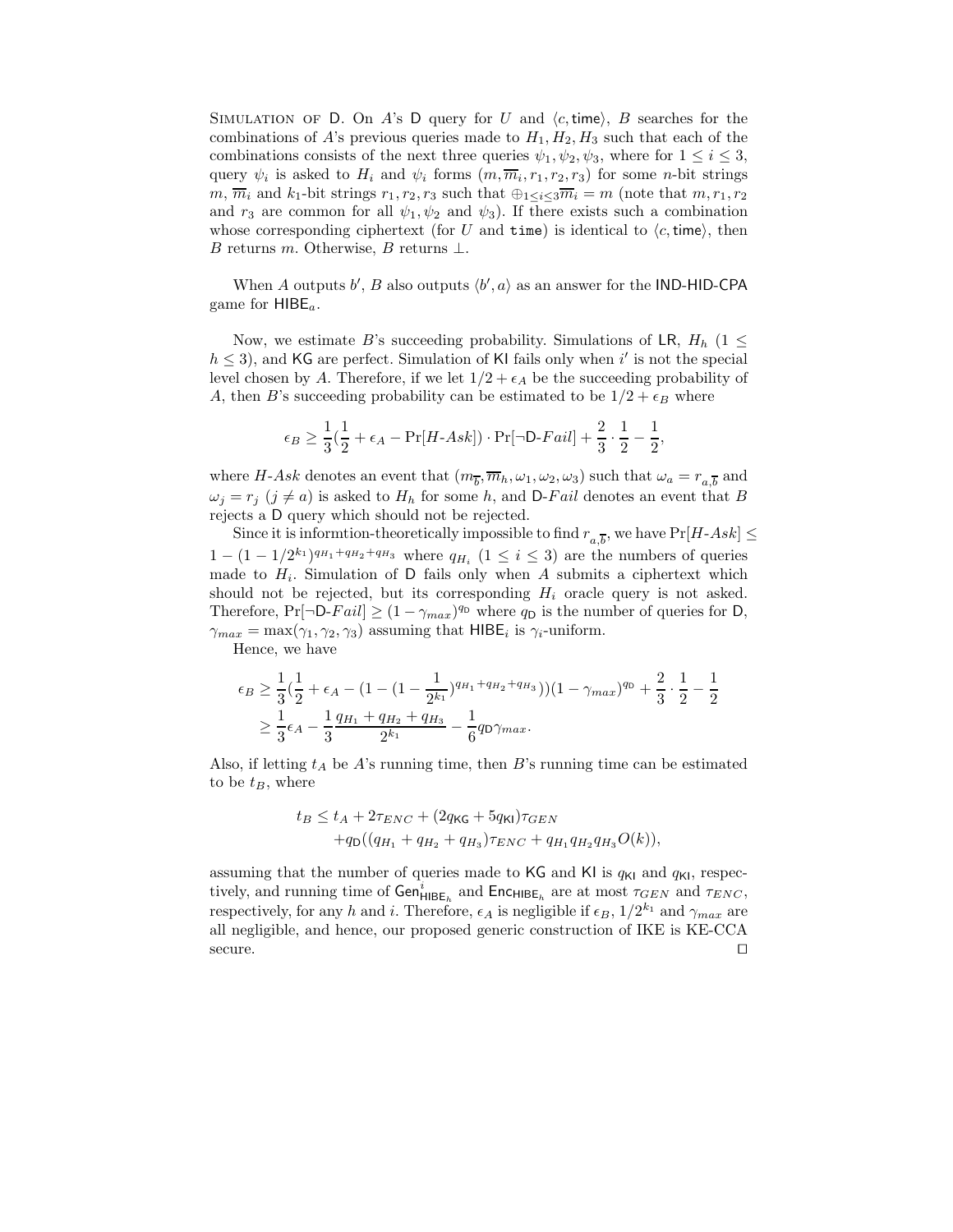SIMULATION OF D. On $A$'s D query for $U$ and $\langle c, \mathsf{time}\rangle$, $B$ searches for the combinations of $A$'s previous queries made to $H_1, H_2, H_3$ such that each of the combinations consists of the next three queries $\psi_1, \psi_2, \psi_3$, where for $1 \leq i \leq 3$, query $\psi_i$ is asked to $H_i$ and $\psi_i$ forms $(m, \overline{m}_i, r_1, r_2, r_3)$ for some $n$-bit strings $m$, $\overline{m}_i$ and $k_1$-bit strings $r_1, r_2, r_3$ such that $\oplus_{1\leq i\leq 3}\overline{m}_i = m$ (note that $m, r_1, r_2$ and $r_3$ are common for all $\psi_1, \psi_2$ and $\psi_3$). If there exists such a combination whose corresponding ciphertext (for $U$ and $\mathtt{time}$) is identical to $\langle c, \mathsf{time}\rangle$, then $B$ returns $m$. Otherwise, $B$ returns $\perp$.

When $A$ outputs $b'$, $B$ also outputs $\langle b', a\rangle$ as an answer for the IND-HID-CPA game for $\mathsf{HIBE}_a$.

Now, we estimate $B$'s succeeding probability. Simulations of LR, $H_h$ ($1 \leq h \leq 3$), and KG are perfect. Simulation of KI fails only when $i'$ is not the special level chosen by $A$. Therefore, if we let $1/2 + \epsilon_A$ be the succeeding probability of $A$, then $B$'s succeeding probability can be estimated to be $1/2 + \epsilon_B$ where

$$\epsilon_B \geq \frac{1}{3}\left(\frac{1}{2} + \epsilon_A - \Pr[H\text{-}Ask]\right) \cdot \Pr[\neg\mathsf{D}\text{-}Fail] + \frac{2}{3}\cdot\frac{1}{2} - \frac{1}{2},$$

where $H$-$Ask$ denotes an event that $(m_{\overline{b}}, \overline{m}_h, \omega_1, \omega_2, \omega_3)$ such that $\omega_a = r_{a,\overline{b}}$ and $\omega_j = r_j$ ($j \neq a$) is asked to $H_h$ for some $h$, and D-$Fail$ denotes an event that $B$ rejects a D query which should not be rejected.

Since it is informtion-theoretically impossible to find $r_{a,\overline{b}}$, we have $\Pr[H\text{-}Ask] \leq 1 - (1 - 1/2^{k_1})^{q_{H_1}+q_{H_2}+q_{H_3}}$ where $q_{H_i}$ ($1 \leq i \leq 3$) are the numbers of queries made to $H_i$. Simulation of D fails only when $A$ submits a ciphertext which should not be rejected, but its corresponding $H_i$ oracle query is not asked. Therefore, $\Pr[\neg\mathsf{D}\text{-}Fail] \geq (1 - \gamma_{max})^{q_\mathsf{D}}$ where $q_\mathsf{D}$ is the number of queries for D, $\gamma_{max} = \max(\gamma_1, \gamma_2, \gamma_3)$ assuming that $\mathsf{HIBE}_i$ is $\gamma_i$-uniform.

Hence, we have

$$\begin{aligned}
\epsilon_B &\geq \frac{1}{3}\left(\frac{1}{2} + \epsilon_A - \left(1 - \left(1 - \frac{1}{2^{k_1}}\right)^{q_{H_1}+q_{H_2}+q_{H_3}}\right)\right)(1-\gamma_{max})^{q_\mathsf{D}} + \frac{2}{3}\cdot\frac{1}{2} - \frac{1}{2}\\
&\geq \frac{1}{3}\epsilon_A - \frac{1}{3}\frac{q_{H_1}+q_{H_2}+q_{H_3}}{2^{k_1}} - \frac{1}{6}q_\mathsf{D}\gamma_{max}.
\end{aligned}$$

Also, if letting $t_A$ be $A$'s running time, then $B$'s running time can be estimated to be $t_B$, where

$$\begin{aligned}
t_B \leq\ & t_A + 2\tau_{ENC} + (2q_{\mathsf{KG}} + 5q_{\mathsf{KI}})\tau_{GEN}\\
&+ q_\mathsf{D}((q_{H_1}+q_{H_2}+q_{H_3})\tau_{ENC} + q_{H_1}q_{H_2}q_{H_3}O(k)),
\end{aligned}$$

assuming that the number of queries made to KG and KI is $q_{\mathsf{KI}}$ and $q_{\mathsf{KI}}$, respectively, and running time of $\mathsf{Gen}^i_{\mathsf{HIBE}_h}$ and $\mathsf{Enc}_{\mathsf{HIBE}_h}$ are at most $\tau_{GEN}$ and $\tau_{ENC}$, respectively, for any $h$ and $i$. Therefore, $\epsilon_A$ is negligible if $\epsilon_B$, $1/2^{k_1}$ and $\gamma_{max}$ are all negligible, and hence, our proposed generic construction of IKE is KE-CCA secure. $\square$